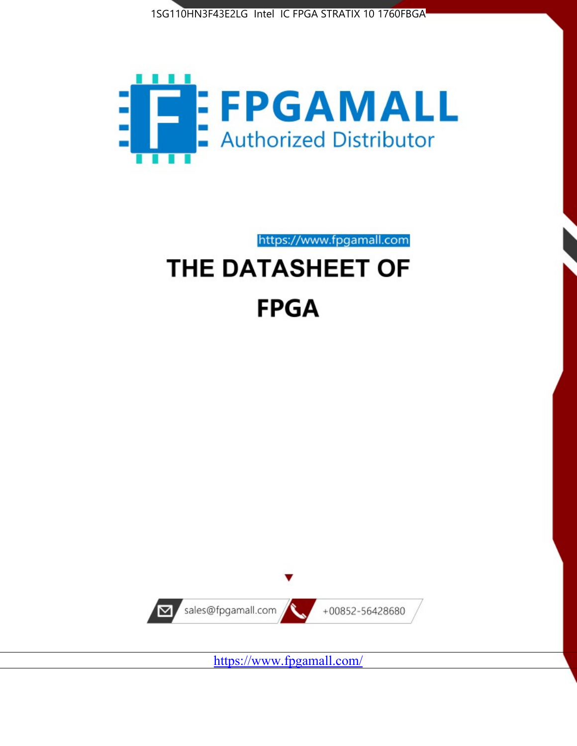1SG110HN3F43E2LG Intel IC FPGA STRATIX 10 1760FBGA

FPGAMALL

Authorized Distributor

https://www.fpgamall.com

# THE DATASHEET OF

# FPGA

sales@fpgamall.com

+00852-56428680

https://www.fpgamall.com/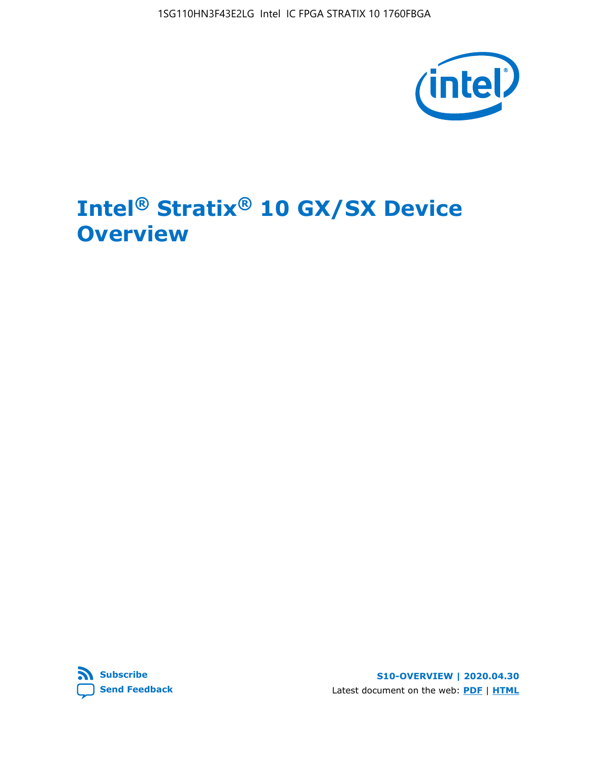# Intel® Stratix® 10 GX/SX Device Overview

Subscribe

Send Feedback

S10-OVERVIEW | 2020.04.30

Latest document on the web: PDF | HTML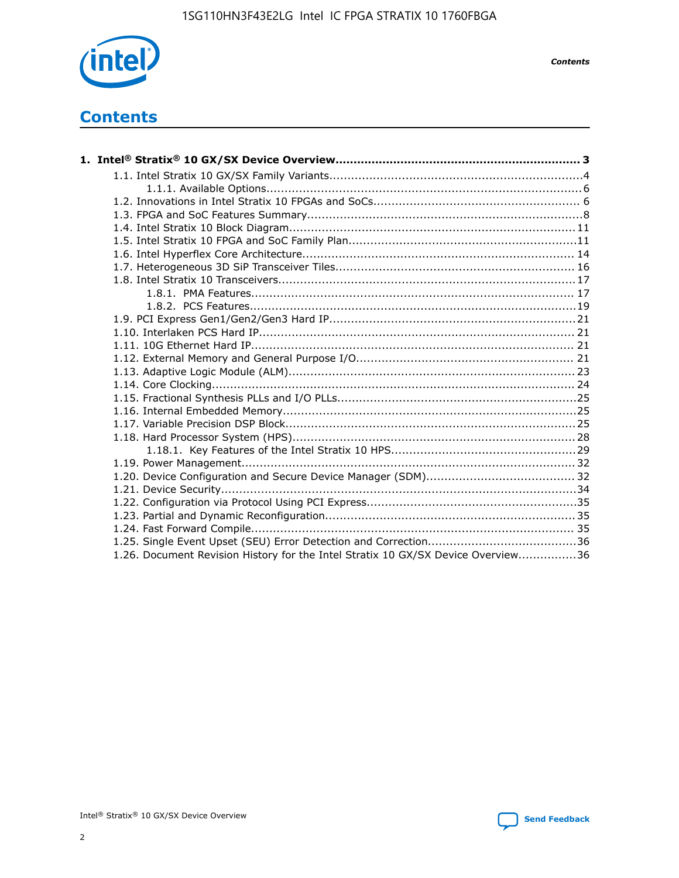# Contents

**1. Intel® Stratix® 10 GX/SX Device Overview.................................................................... 3**

- 1.1. Intel Stratix 10 GX/SX Family Variants.....................................................................4
  - 1.1.1. Available Options......................................................................................6
- 1.2. Innovations in Intel Stratix 10 FPGAs and SoCs........................................................ 6
- 1.3. FPGA and SoC Features Summary...........................................................................8
- 1.4. Intel Stratix 10 Block Diagram.............................................................................. 11
- 1.5. Intel Stratix 10 FPGA and SoC Family Plan..............................................................11
- 1.6. Intel Hyperflex Core Architecture.......................................................................... 14
- 1.7. Heterogeneous 3D SiP Transceiver Tiles................................................................ 16
- 1.8. Intel Stratix 10 Transceivers................................................................................ 17
  - 1.8.1. PMA Features........................................................................................ 17
  - 1.8.2. PCS Features.........................................................................................19
- 1.9. PCI Express Gen1/Gen2/Gen3 Hard IP...................................................................21
- 1.10. Interlaken PCS Hard IP...................................................................................... 21
- 1.11. 10G Ethernet Hard IP........................................................................................ 21
- 1.12. External Memory and General Purpose I/O........................................................... 21
- 1.13. Adaptive Logic Module (ALM).............................................................................. 23
- 1.14. Core Clocking................................................................................................... 24
- 1.15. Fractional Synthesis PLLs and I/O PLLs.................................................................25
- 1.16. Internal Embedded Memory................................................................................25
- 1.17. Variable Precision DSP Block...............................................................................25
- 1.18. Hard Processor System (HPS).............................................................................28
  - 1.18.1. Key Features of the Intel Stratix 10 HPS..................................................29
- 1.19. Power Management.......................................................................................... 32
- 1.20. Device Configuration and Secure Device Manager (SDM)........................................ 32
- 1.21. Device Security.................................................................................................34
- 1.22. Configuration via Protocol Using PCI Express.........................................................35
- 1.23. Partial and Dynamic Reconfiguration.................................................................... 35
- 1.24. Fast Forward Compile........................................................................................ 35
- 1.25. Single Event Upset (SEU) Error Detection and Correction........................................36
- 1.26. Document Revision History for the Intel Stratix 10 GX/SX Device Overview................36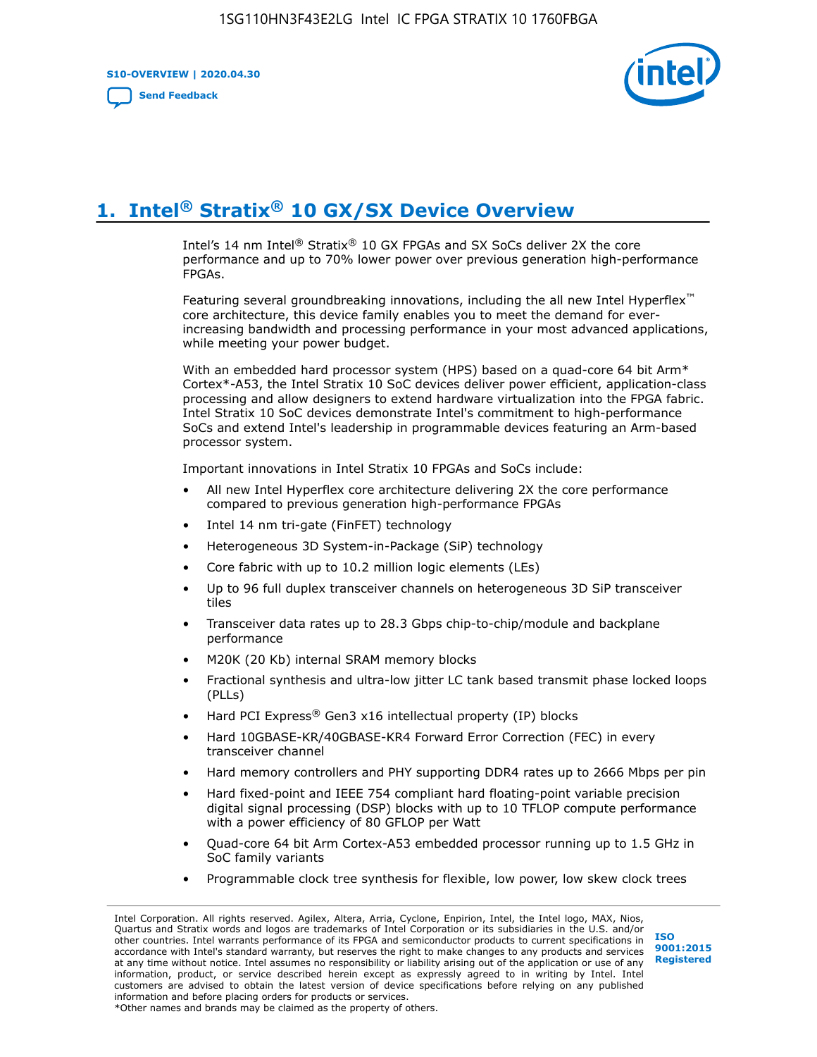# 1. Intel® Stratix® 10 GX/SX Device Overview

Intel's 14 nm Intel® Stratix® 10 GX FPGAs and SX SoCs deliver 2X the core performance and up to 70% lower power over previous generation high-performance FPGAs.

Featuring several groundbreaking innovations, including the all new Intel Hyperflex™ core architecture, this device family enables you to meet the demand for ever-increasing bandwidth and processing performance in your most advanced applications, while meeting your power budget.

With an embedded hard processor system (HPS) based on a quad-core 64 bit Arm* Cortex*-A53, the Intel Stratix 10 SoC devices deliver power efficient, application-class processing and allow designers to extend hardware virtualization into the FPGA fabric. Intel Stratix 10 SoC devices demonstrate Intel's commitment to high-performance SoCs and extend Intel's leadership in programmable devices featuring an Arm-based processor system.

Important innovations in Intel Stratix 10 FPGAs and SoCs include:

- All new Intel Hyperflex core architecture delivering 2X the core performance compared to previous generation high-performance FPGAs
- Intel 14 nm tri-gate (FinFET) technology
- Heterogeneous 3D System-in-Package (SiP) technology
- Core fabric with up to 10.2 million logic elements (LEs)
- Up to 96 full duplex transceiver channels on heterogeneous 3D SiP transceiver tiles
- Transceiver data rates up to 28.3 Gbps chip-to-chip/module and backplane performance
- M20K (20 Kb) internal SRAM memory blocks
- Fractional synthesis and ultra-low jitter LC tank based transmit phase locked loops (PLLs)
- Hard PCI Express® Gen3 x16 intellectual property (IP) blocks
- Hard 10GBASE-KR/40GBASE-KR4 Forward Error Correction (FEC) in every transceiver channel
- Hard memory controllers and PHY supporting DDR4 rates up to 2666 Mbps per pin
- Hard fixed-point and IEEE 754 compliant hard floating-point variable precision digital signal processing (DSP) blocks with up to 10 TFLOP compute performance with a power efficiency of 80 GFLOP per Watt
- Quad-core 64 bit Arm Cortex-A53 embedded processor running up to 1.5 GHz in SoC family variants
- Programmable clock tree synthesis for flexible, low power, low skew clock trees

Intel Corporation. All rights reserved. Agilex, Altera, Arria, Cyclone, Enpirion, Intel, the Intel logo, MAX, Nios, Quartus and Stratix words and logos are trademarks of Intel Corporation or its subsidiaries in the U.S. and/or other countries. Intel warrants performance of its FPGA and semiconductor products to current specifications in accordance with Intel's standard warranty, but reserves the right to make changes to any products and services at any time without notice. Intel assumes no responsibility or liability arising out of the application or use of any information, product, or service described herein except as expressly agreed to in writing by Intel. Intel customers are advised to obtain the latest version of device specifications before relying on any published information and before placing orders for products or services.
*Other names and brands may be claimed as the property of others.

ISO 9001:2015 Registered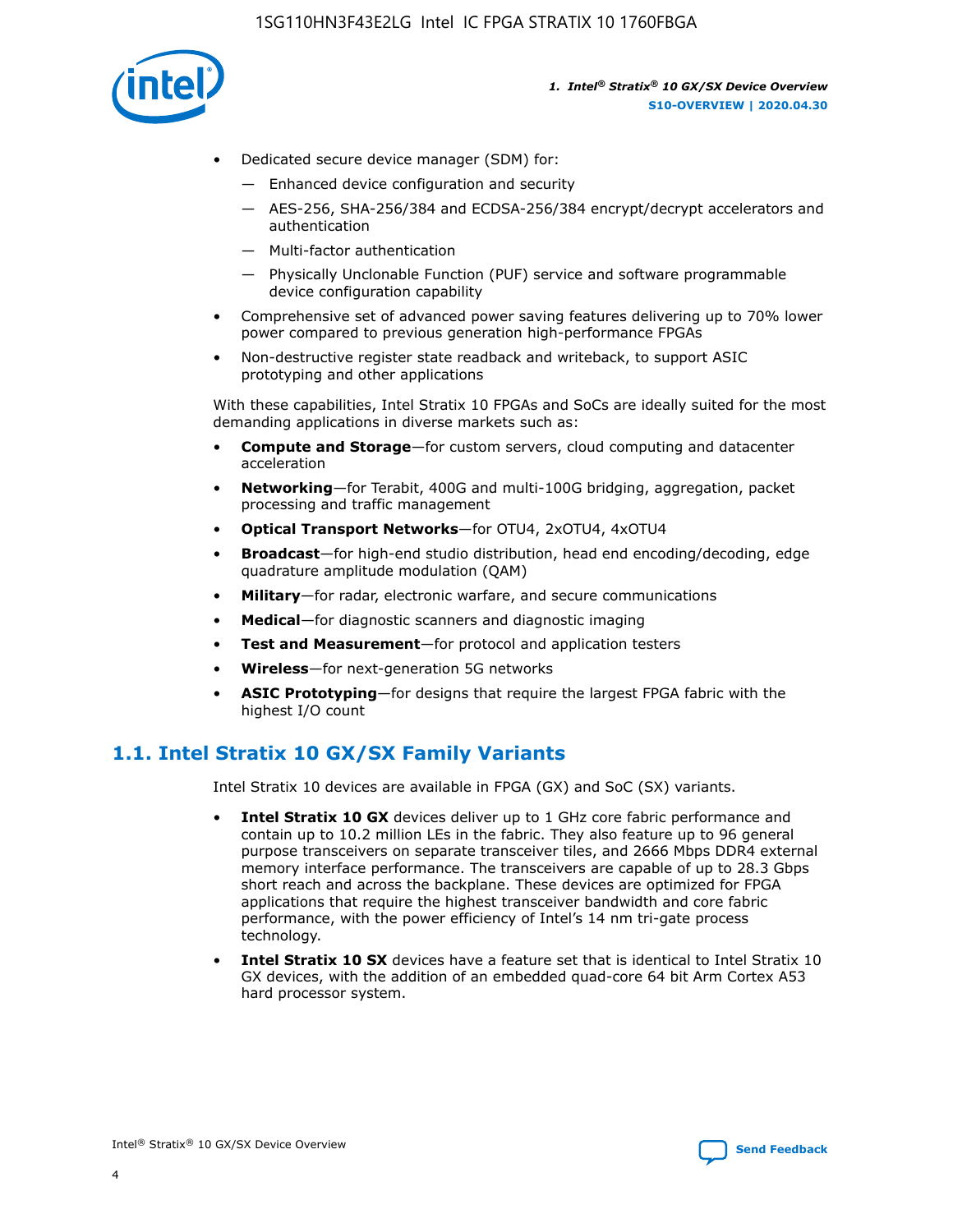- Dedicated secure device manager (SDM) for:
  - — Enhanced device configuration and security
  - — AES-256, SHA-256/384 and ECDSA-256/384 encrypt/decrypt accelerators and authentication
  - — Multi-factor authentication
  - — Physically Unclonable Function (PUF) service and software programmable device configuration capability
- Comprehensive set of advanced power saving features delivering up to 70% lower power compared to previous generation high-performance FPGAs
- Non-destructive register state readback and writeback, to support ASIC prototyping and other applications

With these capabilities, Intel Stratix 10 FPGAs and SoCs are ideally suited for the most demanding applications in diverse markets such as:

- **Compute and Storage**—for custom servers, cloud computing and datacenter acceleration
- **Networking**—for Terabit, 400G and multi-100G bridging, aggregation, packet processing and traffic management
- **Optical Transport Networks**—for OTU4, 2xOTU4, 4xOTU4
- **Broadcast**—for high-end studio distribution, head end encoding/decoding, edge quadrature amplitude modulation (QAM)
- **Military**—for radar, electronic warfare, and secure communications
- **Medical**—for diagnostic scanners and diagnostic imaging
- **Test and Measurement**—for protocol and application testers
- **Wireless**—for next-generation 5G networks
- **ASIC Prototyping**—for designs that require the largest FPGA fabric with the highest I/O count

## 1.1. Intel Stratix 10 GX/SX Family Variants

Intel Stratix 10 devices are available in FPGA (GX) and SoC (SX) variants.

- **Intel Stratix 10 GX** devices deliver up to 1 GHz core fabric performance and contain up to 10.2 million LEs in the fabric. They also feature up to 96 general purpose transceivers on separate transceiver tiles, and 2666 Mbps DDR4 external memory interface performance. The transceivers are capable of up to 28.3 Gbps short reach and across the backplane. These devices are optimized for FPGA applications that require the highest transceiver bandwidth and core fabric performance, with the power efficiency of Intel's 14 nm tri-gate process technology.
- **Intel Stratix 10 SX** devices have a feature set that is identical to Intel Stratix 10 GX devices, with the addition of an embedded quad-core 64 bit Arm Cortex A53 hard processor system.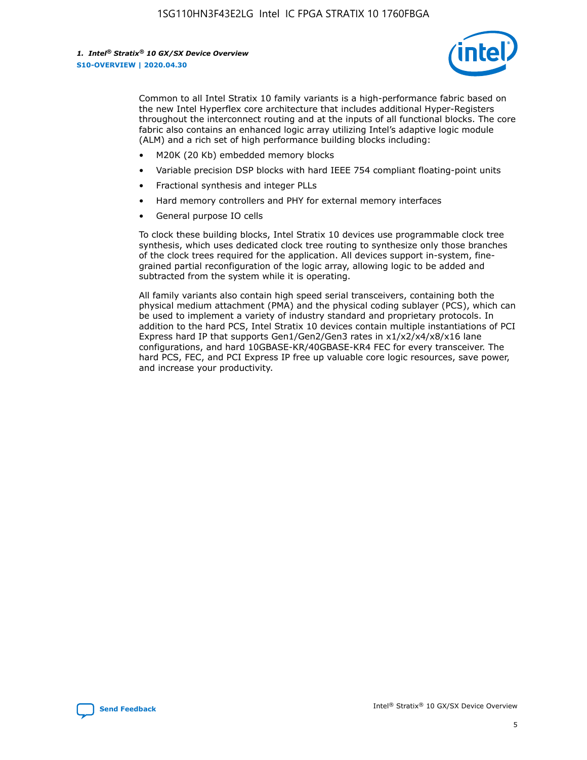Common to all Intel Stratix 10 family variants is a high-performance fabric based on the new Intel Hyperflex core architecture that includes additional Hyper-Registers throughout the interconnect routing and at the inputs of all functional blocks. The core fabric also contains an enhanced logic array utilizing Intel's adaptive logic module (ALM) and a rich set of high performance building blocks including:

- M20K (20 Kb) embedded memory blocks
- Variable precision DSP blocks with hard IEEE 754 compliant floating-point units
- Fractional synthesis and integer PLLs
- Hard memory controllers and PHY for external memory interfaces
- General purpose IO cells

To clock these building blocks, Intel Stratix 10 devices use programmable clock tree synthesis, which uses dedicated clock tree routing to synthesize only those branches of the clock trees required for the application. All devices support in-system, fine-grained partial reconfiguration of the logic array, allowing logic to be added and subtracted from the system while it is operating.

All family variants also contain high speed serial transceivers, containing both the physical medium attachment (PMA) and the physical coding sublayer (PCS), which can be used to implement a variety of industry standard and proprietary protocols. In addition to the hard PCS, Intel Stratix 10 devices contain multiple instantiations of PCI Express hard IP that supports Gen1/Gen2/Gen3 rates in x1/x2/x4/x8/x16 lane configurations, and hard 10GBASE-KR/40GBASE-KR4 FEC for every transceiver. The hard PCS, FEC, and PCI Express IP free up valuable core logic resources, save power, and increase your productivity.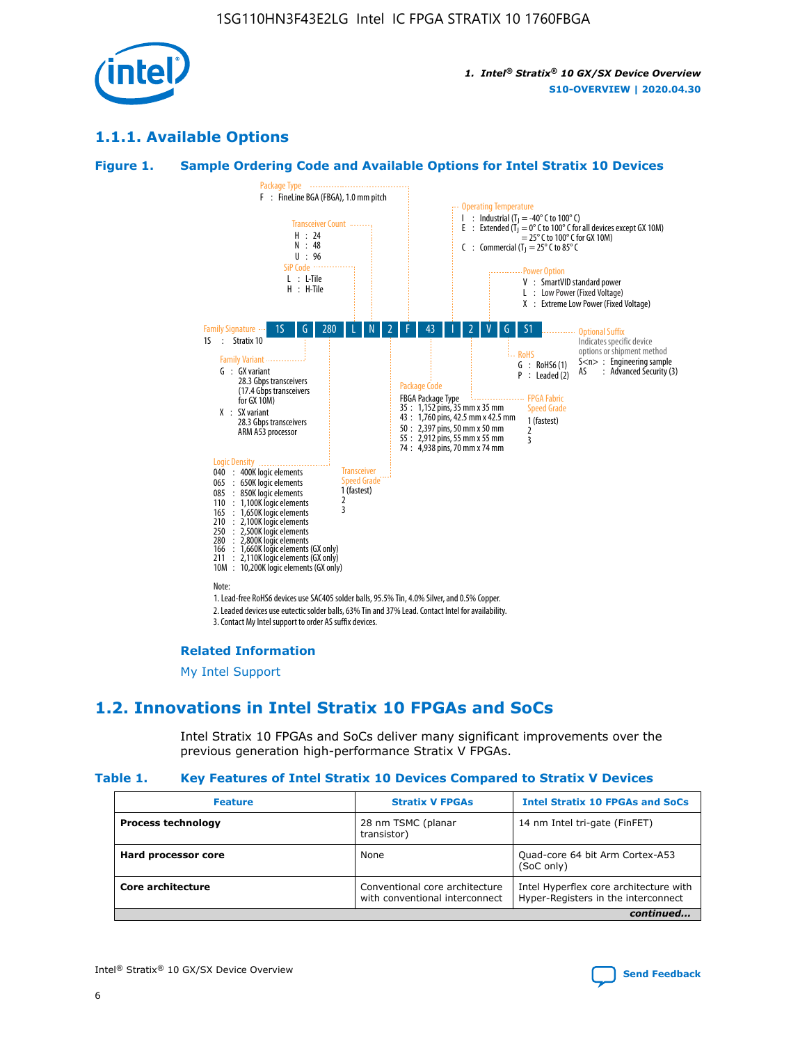## 1.1.1. Available Options

### Figure 1. Sample Ordering Code and Available Options for Intel Stratix 10 Devices

| 1S | G | 280 | L | N | 2 | F | 43 | I | 2 | V | G | S1 |
|---|---|---|---|---|---|---|---|---|---|---|---|---|

**Family Signature**
1S : Stratix 10

**Family Variant**
G : GX variant
28.3 Gbps transceivers
(17.4 Gbps transceivers for GX 10M)
X : SX variant
28.3 Gbps transceivers
ARM A53 processor

**Logic Density**
040 : 400K logic elements
065 : 650K logic elements
085 : 850K logic elements
110 : 1,100K logic elements
165 : 1,650K logic elements
210 : 2,100K logic elements
250 : 2,500K logic elements
280 : 2,800K logic elements
166 : 1,660K logic elements (GX only)
211 : 2,110K logic elements (GX only)
10M : 10,200K logic elements (GX only)

**SiP Code**
L : L-Tile
H : H-Tile

**Transceiver Count**
H : 24
N : 48
U : 96

**Transceiver Speed Grade**
1 (fastest)
2
3

**Package Type**
F : FineLine BGA (FBGA), 1.0 mm pitch

**Package Code**
FBGA Package Type
35 : 1,152 pins, 35 mm x 35 mm
43 : 1,760 pins, 42.5 mm x 42.5 mm
50 : 2,397 pins, 50 mm x 50 mm
55 : 2,912 pins, 55 mm x 55 mm
74 : 4,938 pins, 70 mm x 74 mm

**Operating Temperature**
I : Industrial ($T_J$ = -40° C to 100° C)
E : Extended ($T_J$ = 0° C to 100° C for all devices except GX 10M) = 25° C to 100° C for GX 10M)
C : Commercial ($T_J$ = 25° C to 85° C

**FPGA Fabric Speed Grade**
1 (fastest)
2
3

**Power Option**
V : SmartVID standard power
L : Low Power (Fixed Voltage)
X : Extreme Low Power (Fixed Voltage)

**RoHS**
G : RoHS6 (1)
P : Leaded (2)

**Optional Suffix**
Indicates specific device options or shipment method
S<n> : Engineering sample
AS : Advanced Security (3)

Note:
1. Lead-free RoHS6 devices use SAC405 solder balls, 95.5% Tin, 4.0% Silver, and 0.5% Copper.
2. Leaded devices use eutectic solder balls, 63% Tin and 37% Lead. Contact Intel for availability.
3. Contact My Intel support to order AS suffix devices.

#### Related Information

My Intel Support

## 1.2. Innovations in Intel Stratix 10 FPGAs and SoCs

Intel Stratix 10 FPGAs and SoCs deliver many significant improvements over the previous generation high-performance Stratix V FPGAs.

### Table 1. Key Features of Intel Stratix 10 Devices Compared to Stratix V Devices

| Feature | Stratix V FPGAs | Intel Stratix 10 FPGAs and SoCs |
|---|---|---|
| **Process technology** | 28 nm TSMC (planar transistor) | 14 nm Intel tri-gate (FinFET) |
| **Hard processor core** | None | Quad-core 64 bit Arm Cortex-A53 (SoC only) |
| **Core architecture** | Conventional core architecture with conventional interconnect | Intel Hyperflex core architecture with Hyper-Registers in the interconnect |

*continued...*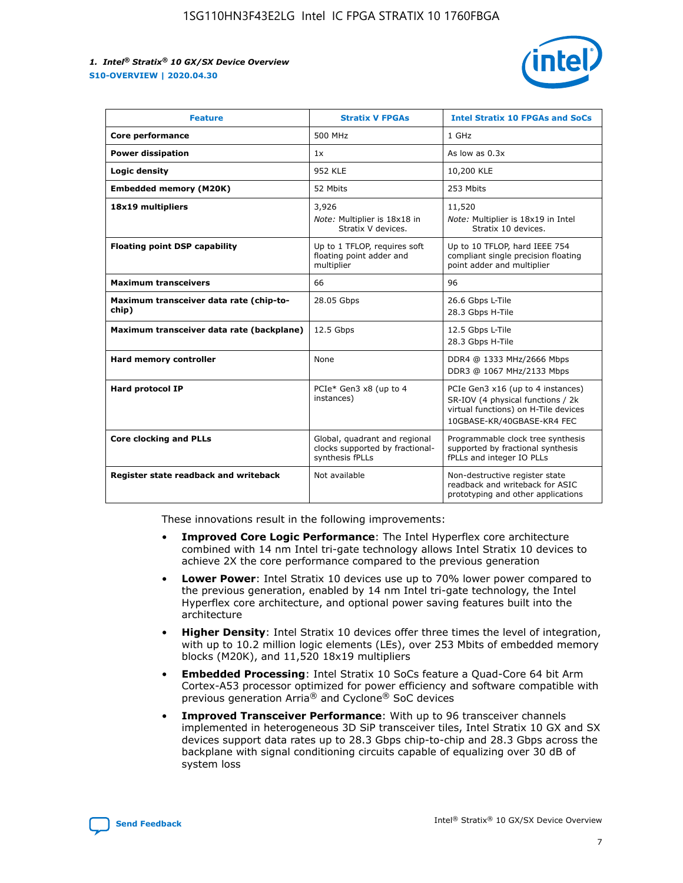| Feature | Stratix V FPGAs | Intel Stratix 10 FPGAs and SoCs |
| --- | --- | --- |
| **Core performance** | 500 MHz | 1 GHz |
| **Power dissipation** | 1x | As low as 0.3x |
| **Logic density** | 952 KLE | 10,200 KLE |
| **Embedded memory (M20K)** | 52 Mbits | 253 Mbits |
| **18x19 multipliers** | 3,926<br>*Note:* Multiplier is 18x18 in Stratix V devices. | 11,520<br>*Note:* Multiplier is 18x19 in Intel Stratix 10 devices. |
| **Floating point DSP capability** | Up to 1 TFLOP, requires soft floating point adder and multiplier | Up to 10 TFLOP, hard IEEE 754 compliant single precision floating point adder and multiplier |
| **Maximum transceivers** | 66 | 96 |
| **Maximum transceiver data rate (chip-to-chip)** | 28.05 Gbps | 26.6 Gbps L-Tile<br>28.3 Gbps H-Tile |
| **Maximum transceiver data rate (backplane)** | 12.5 Gbps | 12.5 Gbps L-Tile<br>28.3 Gbps H-Tile |
| **Hard memory controller** | None | DDR4 @ 1333 MHz/2666 Mbps<br>DDR3 @ 1067 MHz/2133 Mbps |
| **Hard protocol IP** | PCIe* Gen3 x8 (up to 4 instances) | PCIe Gen3 x16 (up to 4 instances)<br>SR-IOV (4 physical functions / 2k virtual functions) on H-Tile devices<br>10GBASE-KR/40GBASE-KR4 FEC |
| **Core clocking and PLLs** | Global, quadrant and regional clocks supported by fractional-synthesis fPLLs | Programmable clock tree synthesis supported by fractional synthesis fPLLs and integer IO PLLs |
| **Register state readback and writeback** | Not available | Non-destructive register state readback and writeback for ASIC prototyping and other applications |

These innovations result in the following improvements:

- **Improved Core Logic Performance**: The Intel Hyperflex core architecture combined with 14 nm Intel tri-gate technology allows Intel Stratix 10 devices to achieve 2X the core performance compared to the previous generation
- **Lower Power**: Intel Stratix 10 devices use up to 70% lower power compared to the previous generation, enabled by 14 nm Intel tri-gate technology, the Intel Hyperflex core architecture, and optional power saving features built into the architecture
- **Higher Density**: Intel Stratix 10 devices offer three times the level of integration, with up to 10.2 million logic elements (LEs), over 253 Mbits of embedded memory blocks (M20K), and 11,520 18x19 multipliers
- **Embedded Processing**: Intel Stratix 10 SoCs feature a Quad-Core 64 bit Arm Cortex-A53 processor optimized for power efficiency and software compatible with previous generation Arria® and Cyclone® SoC devices
- **Improved Transceiver Performance**: With up to 96 transceiver channels implemented in heterogeneous 3D SiP transceiver tiles, Intel Stratix 10 GX and SX devices support data rates up to 28.3 Gbps chip-to-chip and 28.3 Gbps across the backplane with signal conditioning circuits capable of equalizing over 30 dB of system loss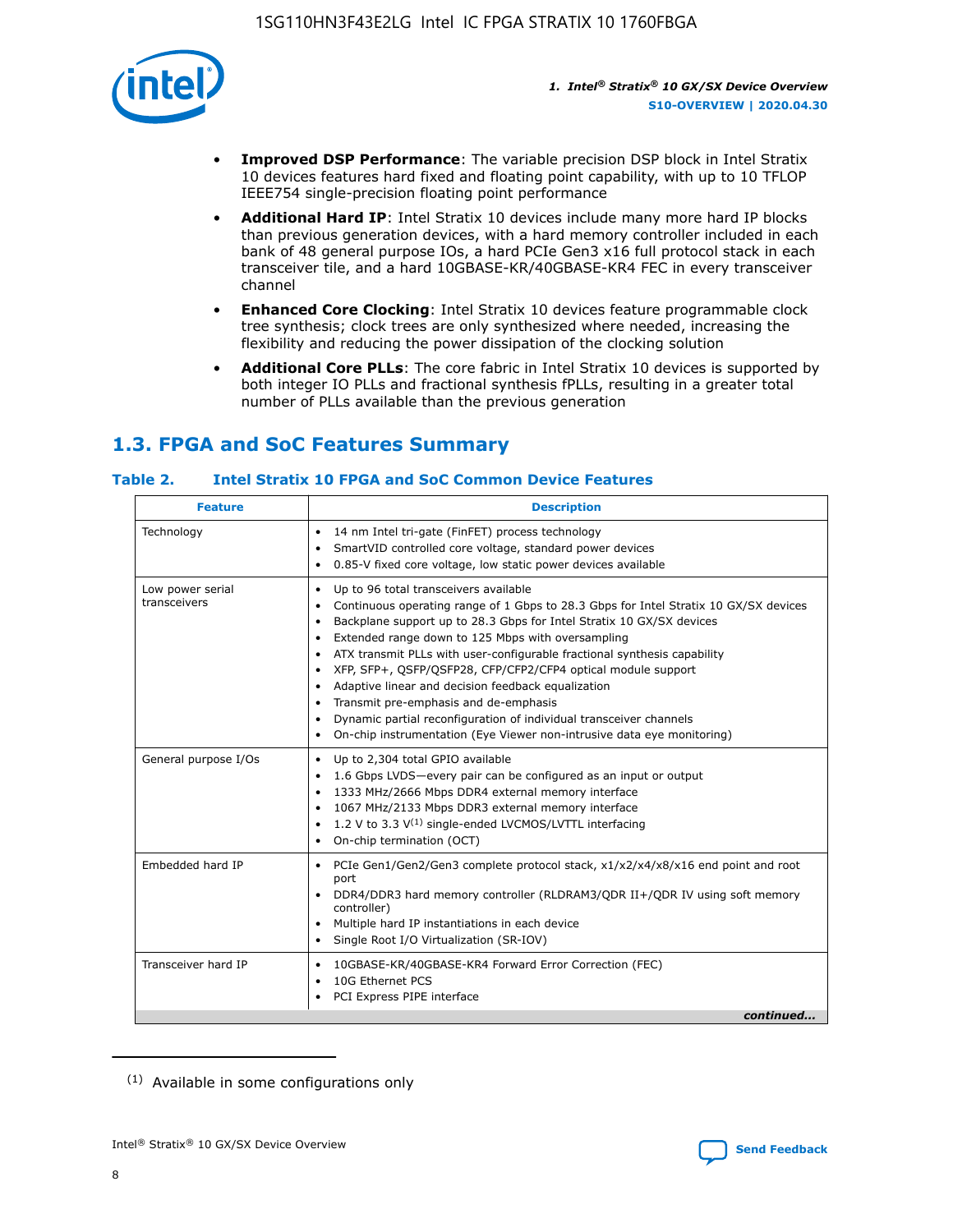- **Improved DSP Performance**: The variable precision DSP block in Intel Stratix 10 devices features hard fixed and floating point capability, with up to 10 TFLOP IEEE754 single-precision floating point performance
- **Additional Hard IP**: Intel Stratix 10 devices include many more hard IP blocks than previous generation devices, with a hard memory controller included in each bank of 48 general purpose IOs, a hard PCIe Gen3 x16 full protocol stack in each transceiver tile, and a hard 10GBASE-KR/40GBASE-KR4 FEC in every transceiver channel
- **Enhanced Core Clocking**: Intel Stratix 10 devices feature programmable clock tree synthesis; clock trees are only synthesized where needed, increasing the flexibility and reducing the power dissipation of the clocking solution
- **Additional Core PLLs**: The core fabric in Intel Stratix 10 devices is supported by both integer IO PLLs and fractional synthesis fPLLs, resulting in a greater total number of PLLs available than the previous generation

## 1.3. FPGA and SoC Features Summary

### Table 2. Intel Stratix 10 FPGA and SoC Common Device Features

| Feature | Description |
|---|---|
| Technology | • 14 nm Intel tri-gate (FinFET) process technology<br>• SmartVID controlled core voltage, standard power devices<br>• 0.85-V fixed core voltage, low static power devices available |
| Low power serial transceivers | • Up to 96 total transceivers available<br>• Continuous operating range of 1 Gbps to 28.3 Gbps for Intel Stratix 10 GX/SX devices<br>• Backplane support up to 28.3 Gbps for Intel Stratix 10 GX/SX devices<br>• Extended range down to 125 Mbps with oversampling<br>• ATX transmit PLLs with user-configurable fractional synthesis capability<br>• XFP, SFP+, QSFP/QSFP28, CFP/CFP2/CFP4 optical module support<br>• Adaptive linear and decision feedback equalization<br>• Transmit pre-emphasis and de-emphasis<br>• Dynamic partial reconfiguration of individual transceiver channels<br>• On-chip instrumentation (Eye Viewer non-intrusive data eye monitoring) |
| General purpose I/Os | • Up to 2,304 total GPIO available<br>• 1.6 Gbps LVDS—every pair can be configured as an input or output<br>• 1333 MHz/2666 Mbps DDR4 external memory interface<br>• 1067 MHz/2133 Mbps DDR3 external memory interface<br>• 1.2 V to 3.3 V[(1)] single-ended LVCMOS/LVTTL interfacing<br>• On-chip termination (OCT) |
| Embedded hard IP | • PCIe Gen1/Gen2/Gen3 complete protocol stack, x1/x2/x4/x8/x16 end point and root port<br>• DDR4/DDR3 hard memory controller (RLDRAM3/QDR II+/QDR IV using soft memory controller)<br>• Multiple hard IP instantiations in each device<br>• Single Root I/O Virtualization (SR-IOV) |
| Transceiver hard IP | • 10GBASE-KR/40GBASE-KR4 Forward Error Correction (FEC)<br>• 10G Ethernet PCS<br>• PCI Express PIPE interface |

*continued...*

(1) Available in some configurations only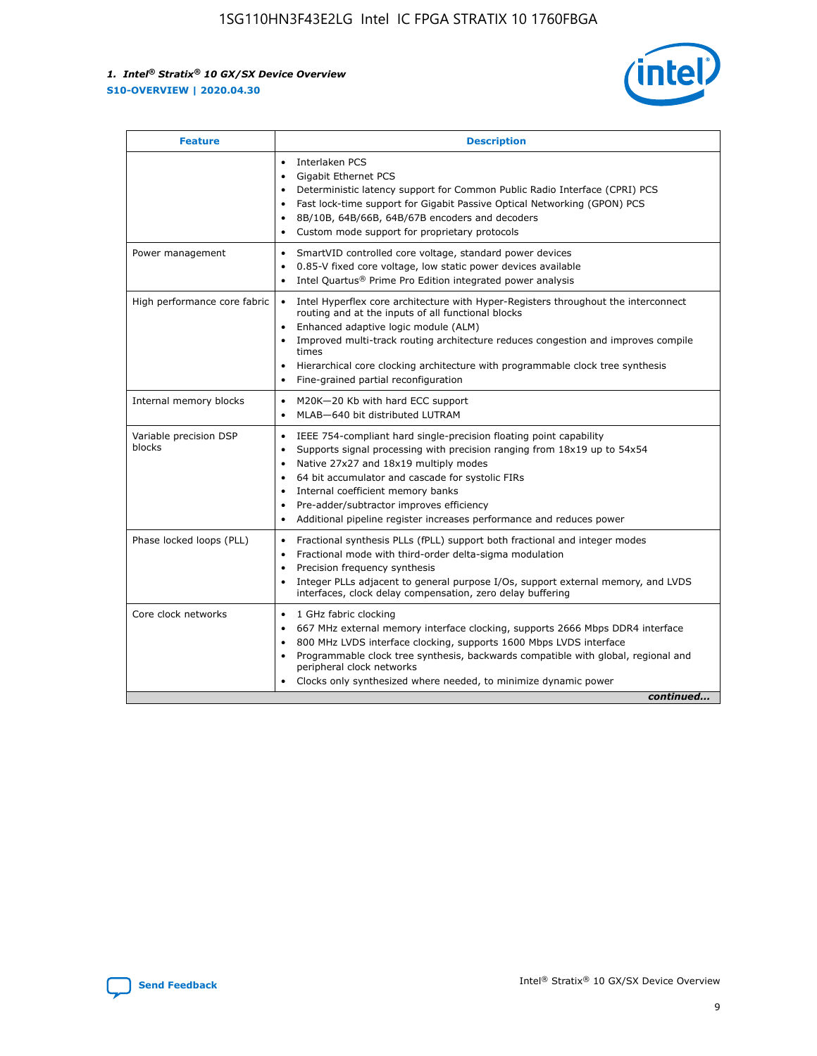| Feature | Description |
| --- | --- |
|  | • Interlaken PCS<br>• Gigabit Ethernet PCS<br>• Deterministic latency support for Common Public Radio Interface (CPRI) PCS<br>• Fast lock-time support for Gigabit Passive Optical Networking (GPON) PCS<br>• 8B/10B, 64B/66B, 64B/67B encoders and decoders<br>• Custom mode support for proprietary protocols |
| Power management | • SmartVID controlled core voltage, standard power devices<br>• 0.85-V fixed core voltage, low static power devices available<br>• Intel Quartus® Prime Pro Edition integrated power analysis |
| High performance core fabric | • Intel Hyperflex core architecture with Hyper-Registers throughout the interconnect routing and at the inputs of all functional blocks<br>• Enhanced adaptive logic module (ALM)<br>• Improved multi-track routing architecture reduces congestion and improves compile times<br>• Hierarchical core clocking architecture with programmable clock tree synthesis<br>• Fine-grained partial reconfiguration |
| Internal memory blocks | • M20K—20 Kb with hard ECC support<br>• MLAB—640 bit distributed LUTRAM |
| Variable precision DSP blocks | • IEEE 754-compliant hard single-precision floating point capability<br>• Supports signal processing with precision ranging from 18x19 up to 54x54<br>• Native 27x27 and 18x19 multiply modes<br>• 64 bit accumulator and cascade for systolic FIRs<br>• Internal coefficient memory banks<br>• Pre-adder/subtractor improves efficiency<br>• Additional pipeline register increases performance and reduces power |
| Phase locked loops (PLL) | • Fractional synthesis PLLs (fPLL) support both fractional and integer modes<br>• Fractional mode with third-order delta-sigma modulation<br>• Precision frequency synthesis<br>• Integer PLLs adjacent to general purpose I/Os, support external memory, and LVDS interfaces, clock delay compensation, zero delay buffering |
| Core clock networks | • 1 GHz fabric clocking<br>• 667 MHz external memory interface clocking, supports 2666 Mbps DDR4 interface<br>• 800 MHz LVDS interface clocking, supports 1600 Mbps LVDS interface<br>• Programmable clock tree synthesis, backwards compatible with global, regional and peripheral clock networks<br>• Clocks only synthesized where needed, to minimize dynamic power |

*continued...*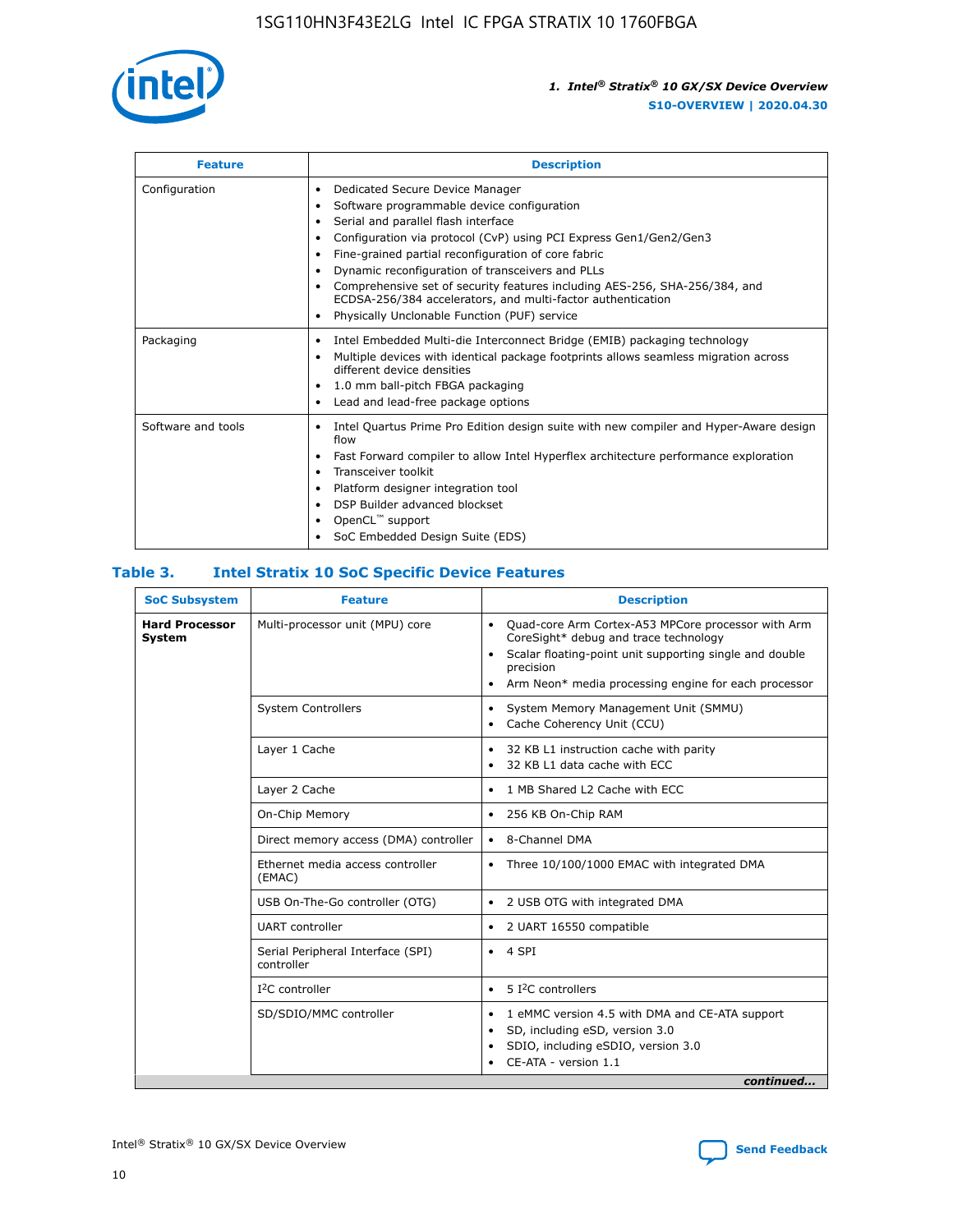| Feature | Description |
| --- | --- |
| Configuration | • Dedicated Secure Device Manager<br>• Software programmable device configuration<br>• Serial and parallel flash interface<br>• Configuration via protocol (CvP) using PCI Express Gen1/Gen2/Gen3<br>• Fine-grained partial reconfiguration of core fabric<br>• Dynamic reconfiguration of transceivers and PLLs<br>• Comprehensive set of security features including AES-256, SHA-256/384, and ECDSA-256/384 accelerators, and multi-factor authentication<br>• Physically Unclonable Function (PUF) service |
| Packaging | • Intel Embedded Multi-die Interconnect Bridge (EMIB) packaging technology<br>• Multiple devices with identical package footprints allows seamless migration across different device densities<br>• 1.0 mm ball-pitch FBGA packaging<br>• Lead and lead-free package options |
| Software and tools | • Intel Quartus Prime Pro Edition design suite with new compiler and Hyper-Aware design flow<br>• Fast Forward compiler to allow Intel Hyperflex architecture performance exploration<br>• Transceiver toolkit<br>• Platform designer integration tool<br>• DSP Builder advanced blockset<br>• OpenCL™ support<br>• SoC Embedded Design Suite (EDS) |

## Table 3. Intel Stratix 10 SoC Specific Device Features

| SoC Subsystem | Feature | Description |
| --- | --- | --- |
| **Hard Processor System** | Multi-processor unit (MPU) core | • Quad-core Arm Cortex-A53 MPCore processor with Arm CoreSight* debug and trace technology<br>• Scalar floating-point unit supporting single and double precision<br>• Arm Neon* media processing engine for each processor |
| | System Controllers | • System Memory Management Unit (SMMU)<br>• Cache Coherency Unit (CCU) |
| | Layer 1 Cache | • 32 KB L1 instruction cache with parity<br>• 32 KB L1 data cache with ECC |
| | Layer 2 Cache | • 1 MB Shared L2 Cache with ECC |
| | On-Chip Memory | • 256 KB On-Chip RAM |
| | Direct memory access (DMA) controller | • 8-Channel DMA |
| | Ethernet media access controller (EMAC) | • Three 10/100/1000 EMAC with integrated DMA |
| | USB On-The-Go controller (OTG) | • 2 USB OTG with integrated DMA |
| | UART controller | • 2 UART 16550 compatible |
| | Serial Peripheral Interface (SPI) controller | • 4 SPI |
| | I²C controller | • 5 I²C controllers |
| | SD/SDIO/MMC controller | • 1 eMMC version 4.5 with DMA and CE-ATA support<br>• SD, including eSD, version 3.0<br>• SDIO, including eSDIO, version 3.0<br>• CE-ATA - version 1.1 |

*continued...*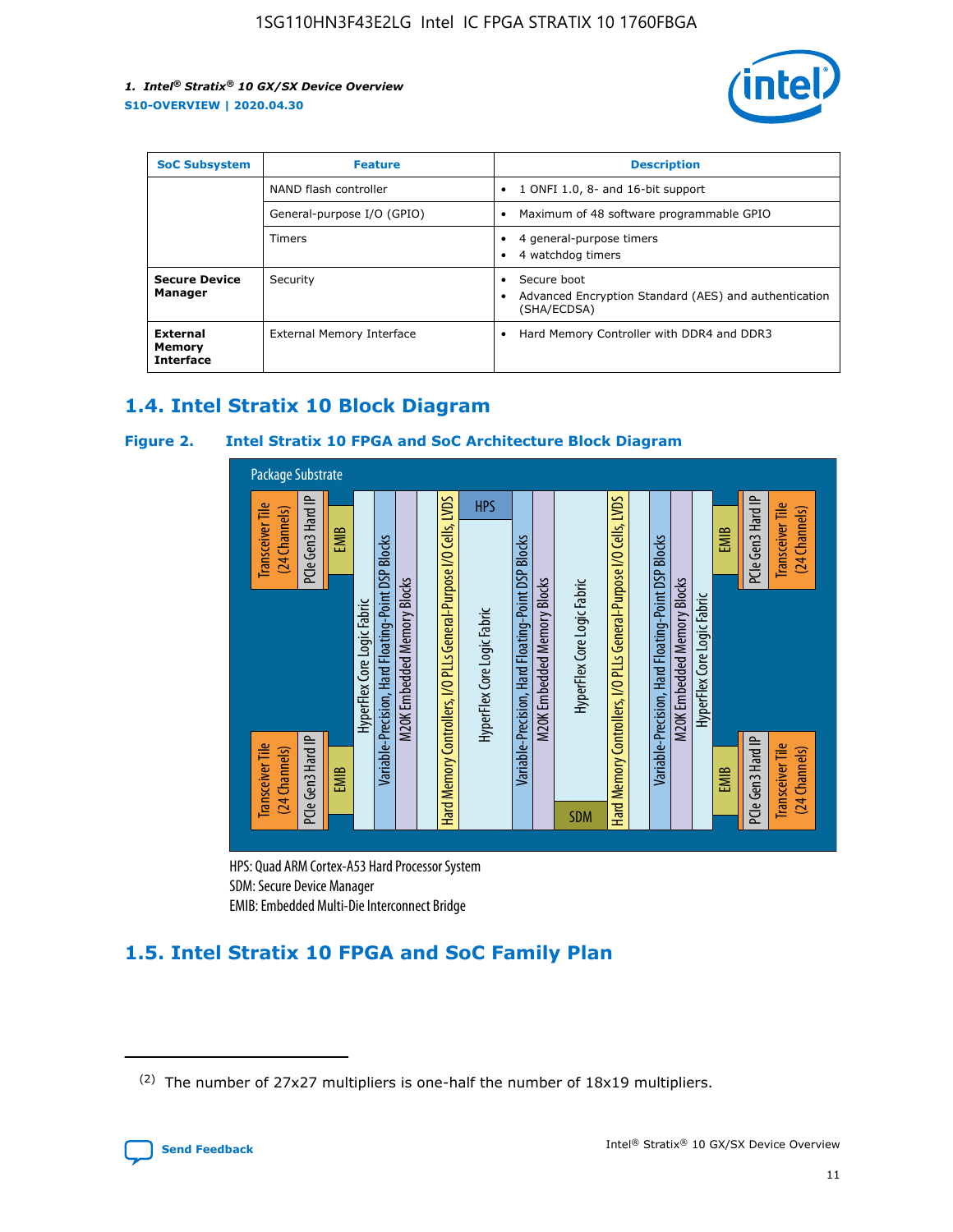| SoC Subsystem | Feature | Description |
| --- | --- | --- |
| | NAND flash controller | • 1 ONFI 1.0, 8- and 16-bit support |
| | General-purpose I/O (GPIO) | • Maximum of 48 software programmable GPIO |
| | Timers | • 4 general-purpose timers<br>• 4 watchdog timers |
| **Secure Device Manager** | Security | • Secure boot<br>• Advanced Encryption Standard (AES) and authentication (SHA/ECDSA) |
| **External Memory Interface** | External Memory Interface | • Hard Memory Controller with DDR4 and DDR3 |

## 1.4. Intel Stratix 10 Block Diagram

**Figure 2. Intel Stratix 10 FPGA and SoC Architecture Block Diagram**

Package Substrate

Transceiver Tile (24 Channels) | PCIe Gen3 Hard IP | EMIB | HyperFlex Core Logic Fabric | Variable-Precision, Hard Floating-Point DSP Blocks | M20K Embedded Memory Blocks | Hard Memory Controllers, I/O PLLs General-Purpose I/O Cells, LVDS | HPS | HyperFlex Core Logic Fabric | SDM | EMIB | PCIe Gen3 Hard IP | Transceiver Tile (24 Channels)

HPS: Quad ARM Cortex-A53 Hard Processor System
SDM: Secure Device Manager
EMIB: Embedded Multi-Die Interconnect Bridge

## 1.5. Intel Stratix 10 FPGA and SoC Family Plan

(2) The number of 27x27 multipliers is one-half the number of 18x19 multipliers.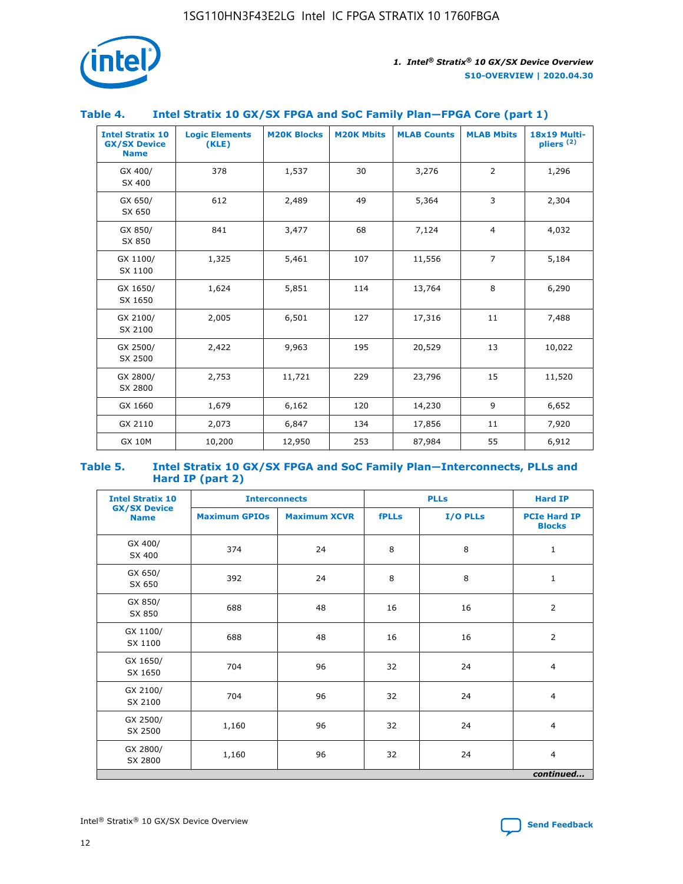## Table 4. Intel Stratix 10 GX/SX FPGA and SoC Family Plan—FPGA Core (part 1)

| Intel Stratix 10 GX/SX Device Name | Logic Elements (KLE) | M20K Blocks | M20K Mbits | MLAB Counts | MLAB Mbits | 18x19 Multipliers (2) |
|---|---|---|---|---|---|---|
| GX 400/ SX 400 | 378 | 1,537 | 30 | 3,276 | 2 | 1,296 |
| GX 650/ SX 650 | 612 | 2,489 | 49 | 5,364 | 3 | 2,304 |
| GX 850/ SX 850 | 841 | 3,477 | 68 | 7,124 | 4 | 4,032 |
| GX 1100/ SX 1100 | 1,325 | 5,461 | 107 | 11,556 | 7 | 5,184 |
| GX 1650/ SX 1650 | 1,624 | 5,851 | 114 | 13,764 | 8 | 6,290 |
| GX 2100/ SX 2100 | 2,005 | 6,501 | 127 | 17,316 | 11 | 7,488 |
| GX 2500/ SX 2500 | 2,422 | 9,963 | 195 | 20,529 | 13 | 10,022 |
| GX 2800/ SX 2800 | 2,753 | 11,721 | 229 | 23,796 | 15 | 11,520 |
| GX 1660 | 1,679 | 6,162 | 120 | 14,230 | 9 | 6,652 |
| GX 2110 | 2,073 | 6,847 | 134 | 17,856 | 11 | 7,920 |
| GX 10M | 10,200 | 12,950 | 253 | 87,984 | 55 | 6,912 |

## Table 5. Intel Stratix 10 GX/SX FPGA and SoC Family Plan—Interconnects, PLLs and Hard IP (part 2)

| Intel Stratix 10 GX/SX Device Name | Interconnects | | PLLs | | Hard IP |
|---|---|---|---|---|---|
| | Maximum GPIOs | Maximum XCVR | fPLLs | I/O PLLs | PCIe Hard IP Blocks |
| GX 400/ SX 400 | 374 | 24 | 8 | 8 | 1 |
| GX 650/ SX 650 | 392 | 24 | 8 | 8 | 1 |
| GX 850/ SX 850 | 688 | 48 | 16 | 16 | 2 |
| GX 1100/ SX 1100 | 688 | 48 | 16 | 16 | 2 |
| GX 1650/ SX 1650 | 704 | 96 | 32 | 24 | 4 |
| GX 2100/ SX 2100 | 704 | 96 | 32 | 24 | 4 |
| GX 2500/ SX 2500 | 1,160 | 96 | 32 | 24 | 4 |
| GX 2800/ SX 2800 | 1,160 | 96 | 32 | 24 | 4 |

*continued...*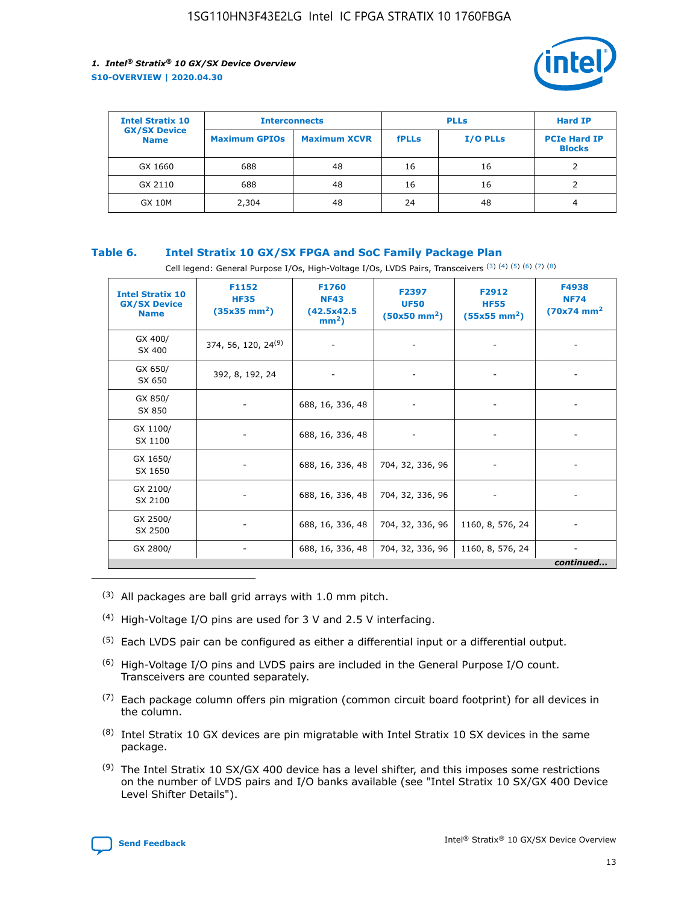| Intel Stratix 10 GX/SX Device Name | Interconnects | | PLLs | | Hard IP |
|---|---|---|---|---|---|
| | Maximum GPIOs | Maximum XCVR | fPLLs | I/O PLLs | PCIe Hard IP Blocks |
| GX 1660 | 688 | 48 | 16 | 16 | 2 |
| GX 2110 | 688 | 48 | 16 | 16 | 2 |
| GX 10M | 2,304 | 48 | 24 | 48 | 4 |

### Table 6. Intel Stratix 10 GX/SX FPGA and SoC Family Package Plan

Cell legend: General Purpose I/Os, High-Voltage I/Os, LVDS Pairs, Transceivers (3) (4) (5) (6) (7) (8)

| Intel Stratix 10 GX/SX Device Name | F1152 HF35 (35x35 mm$^2$) | F1760 NF43 (42.5x42.5 mm$^2$) | F2397 UF50 (50x50 mm$^2$) | F2912 HF55 (55x55 mm$^2$) | F4938 NF74 (70x74 mm$^2$ |
|---|---|---|---|---|---|
| GX 400/ SX 400 | 374, 56, 120, 24(9) | - | - | - | - |
| GX 650/ SX 650 | 392, 8, 192, 24 | - | - | - | - |
| GX 850/ SX 850 | - | 688, 16, 336, 48 | - | - | - |
| GX 1100/ SX 1100 | - | 688, 16, 336, 48 | - | - | - |
| GX 1650/ SX 1650 | - | 688, 16, 336, 48 | 704, 32, 336, 96 | - | - |
| GX 2100/ SX 2100 | - | 688, 16, 336, 48 | 704, 32, 336, 96 | - | - |
| GX 2500/ SX 2500 | - | 688, 16, 336, 48 | 704, 32, 336, 96 | 1160, 8, 576, 24 | - |
| GX 2800/ | - | 688, 16, 336, 48 | 704, 32, 336, 96 | 1160, 8, 576, 24 | - |

*continued...*

(3) All packages are ball grid arrays with 1.0 mm pitch.

(4) High-Voltage I/O pins are used for 3 V and 2.5 V interfacing.

(5) Each LVDS pair can be configured as either a differential input or a differential output.

(6) High-Voltage I/O pins and LVDS pairs are included in the General Purpose I/O count. Transceivers are counted separately.

(7) Each package column offers pin migration (common circuit board footprint) for all devices in the column.

(8) Intel Stratix 10 GX devices are pin migratable with Intel Stratix 10 SX devices in the same package.

(9) The Intel Stratix 10 SX/GX 400 device has a level shifter, and this imposes some restrictions on the number of LVDS pairs and I/O banks available (see "Intel Stratix 10 SX/GX 400 Device Level Shifter Details").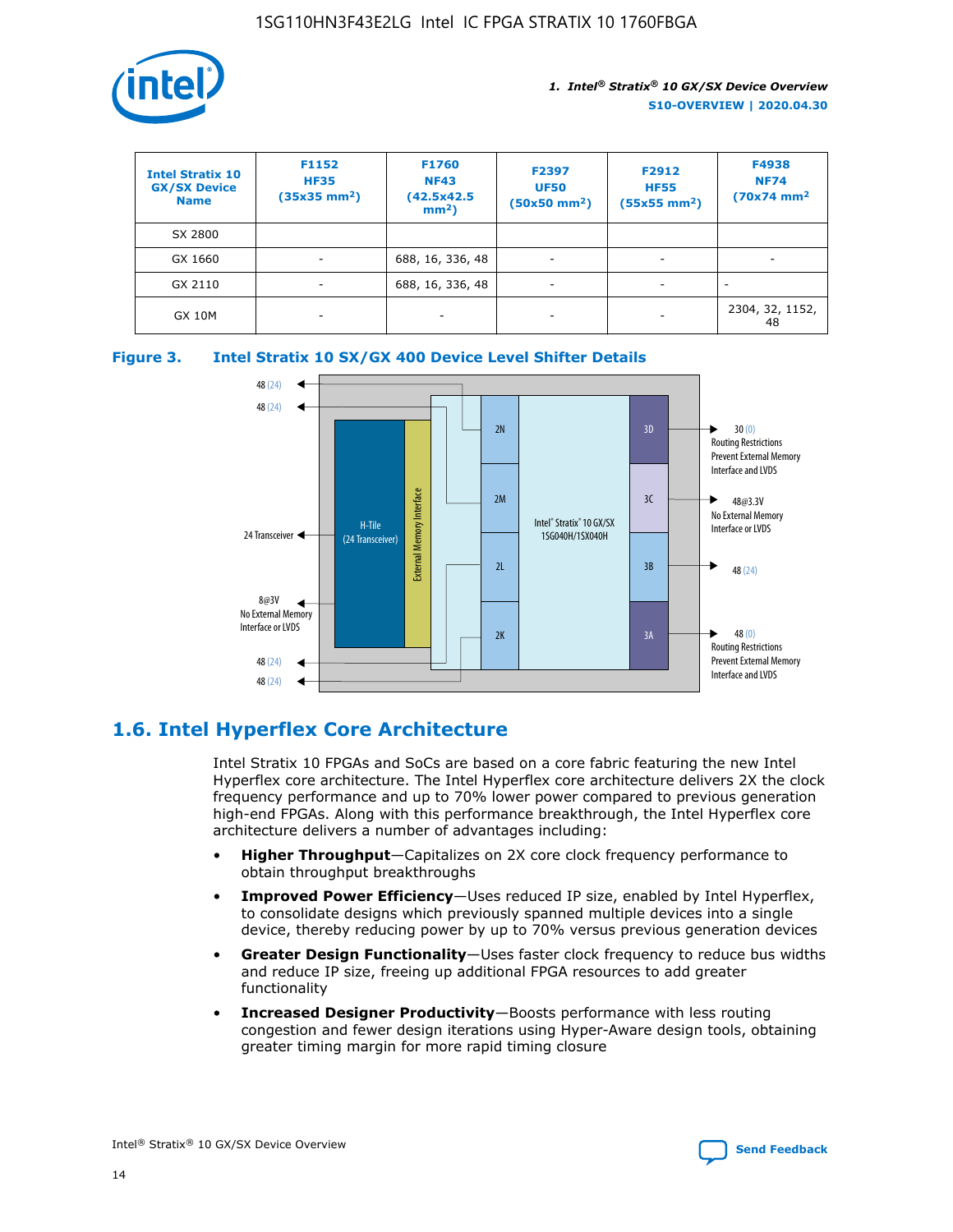| Intel Stratix 10 GX/SX Device Name | F1152 HF35 (35x35 mm$^2$) | F1760 NF43 (42.5x42.5 mm$^2$) | F2397 UF50 (50x50 mm$^2$) | F2912 HF55 (55x55 mm$^2$) | F4938 NF74 (70x74 mm$^2$ |
|---|---|---|---|---|---|
| SX 2800 | | | | | |
| GX 1660 | - | 688, 16, 336, 48 | - | - | - |
| GX 2110 | - | 688, 16, 336, 48 | - | - | - |
| GX 10M | - | - | - | - | 2304, 32, 1152, 48 |

**Figure 3. Intel Stratix 10 SX/GX 400 Device Level Shifter Details**

48 (24)

48 (24)

24 Transceiver

8@3V No External Memory Interface or LVDS

48 (24)

48 (24)

H-Tile (24 Transceiver)

External Memory Interface

2N

2M

2L

2K

Intel® Stratix® 10 GX/SX 1SG040H/1SX040H

3D

3C

3B

3A

30 (0) Routing Restrictions Prevent External Memory Interface and LVDS

48@3.3V No External Memory Interface or LVDS

48 (24)

48 (0) Routing Restrictions Prevent External Memory Interface and LVDS

## 1.6. Intel Hyperflex Core Architecture

Intel Stratix 10 FPGAs and SoCs are based on a core fabric featuring the new Intel Hyperflex core architecture. The Intel Hyperflex core architecture delivers 2X the clock frequency performance and up to 70% lower power compared to previous generation high-end FPGAs. Along with this performance breakthrough, the Intel Hyperflex core architecture delivers a number of advantages including:

- **Higher Throughput**—Capitalizes on 2X core clock frequency performance to obtain throughput breakthroughs
- **Improved Power Efficiency**—Uses reduced IP size, enabled by Intel Hyperflex, to consolidate designs which previously spanned multiple devices into a single device, thereby reducing power by up to 70% versus previous generation devices
- **Greater Design Functionality**—Uses faster clock frequency to reduce bus widths and reduce IP size, freeing up additional FPGA resources to add greater functionality
- **Increased Designer Productivity**—Boosts performance with less routing congestion and fewer design iterations using Hyper-Aware design tools, obtaining greater timing margin for more rapid timing closure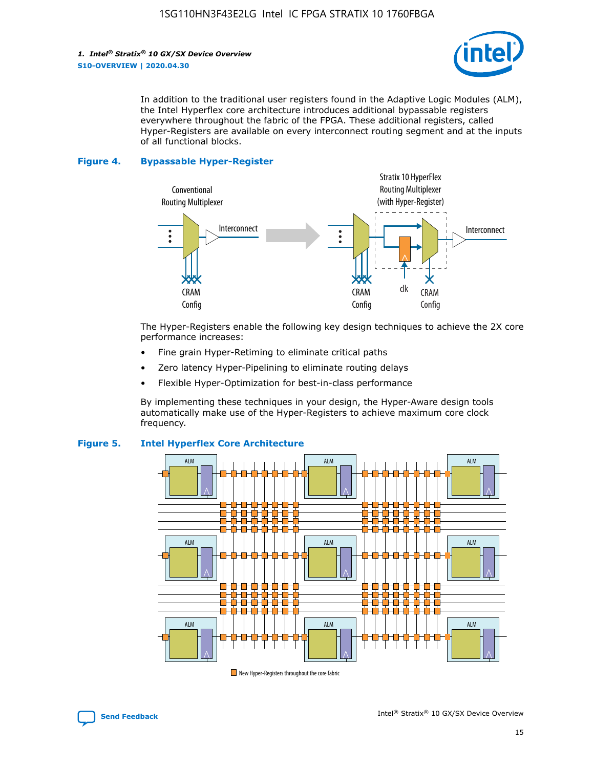In addition to the traditional user registers found in the Adaptive Logic Modules (ALM), the Intel Hyperflex core architecture introduces additional bypassable registers everywhere throughout the fabric of the FPGA. These additional registers, called Hyper-Registers are available on every interconnect routing segment and at the inputs of all functional blocks.

**Figure 4. Bypassable Hyper-Register**

The Hyper-Registers enable the following key design techniques to achieve the 2X core performance increases:

- Fine grain Hyper-Retiming to eliminate critical paths
- Zero latency Hyper-Pipelining to eliminate routing delays
- Flexible Hyper-Optimization for best-in-class performance

By implementing these techniques in your design, the Hyper-Aware design tools automatically make use of the Hyper-Registers to achieve maximum core clock frequency.

**Figure 5. Intel Hyperflex Core Architecture**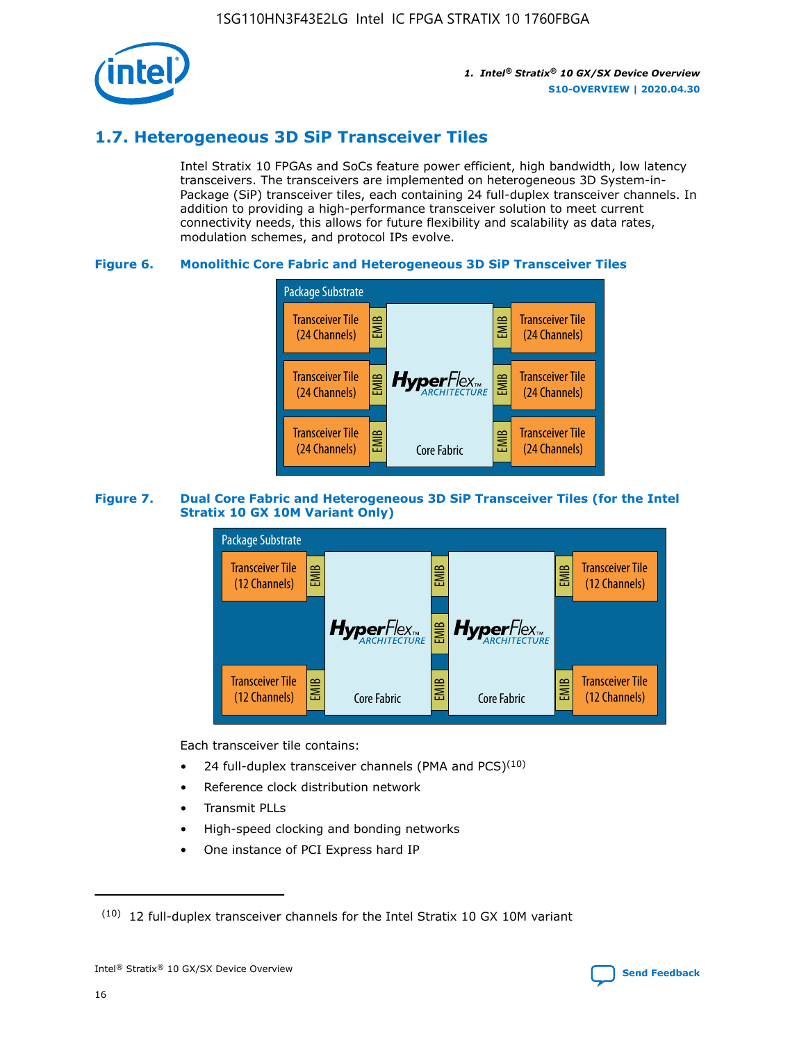## 1.7. Heterogeneous 3D SiP Transceiver Tiles

Intel Stratix 10 FPGAs and SoCs feature power efficient, high bandwidth, low latency transceivers. The transceivers are implemented on heterogeneous 3D System-in-Package (SiP) transceiver tiles, each containing 24 full-duplex transceiver channels. In addition to providing a high-performance transceiver solution to meet current connectivity needs, this allows for future flexibility and scalability as data rates, modulation schemes, and protocol IPs evolve.

**Figure 6. Monolithic Core Fabric and Heterogeneous 3D SiP Transceiver Tiles**

Package Substrate

Transceiver Tile (24 Channels) | EMIB | HyperFlex ARCHITECTURE Core Fabric | EMIB | Transceiver Tile (24 Channels)

Transceiver Tile (24 Channels) | EMIB | | EMIB | Transceiver Tile (24 Channels)

Transceiver Tile (24 Channels) | EMIB | | EMIB | Transceiver Tile (24 Channels)

**Figure 7. Dual Core Fabric and Heterogeneous 3D SiP Transceiver Tiles (for the Intel Stratix 10 GX 10M Variant Only)**

Package Substrate

Transceiver Tile (12 Channels) | EMIB | HyperFlex ARCHITECTURE Core Fabric | EMIB | HyperFlex ARCHITECTURE Core Fabric | EMIB | Transceiver Tile (12 Channels)

Transceiver Tile (12 Channels) | EMIB | | EMIB | | EMIB | Transceiver Tile (12 Channels)

Each transceiver tile contains:

- 24 full-duplex transceiver channels (PMA and PCS)[10]
- Reference clock distribution network
- Transmit PLLs
- High-speed clocking and bonding networks
- One instance of PCI Express hard IP

(10) 12 full-duplex transceiver channels for the Intel Stratix 10 GX 10M variant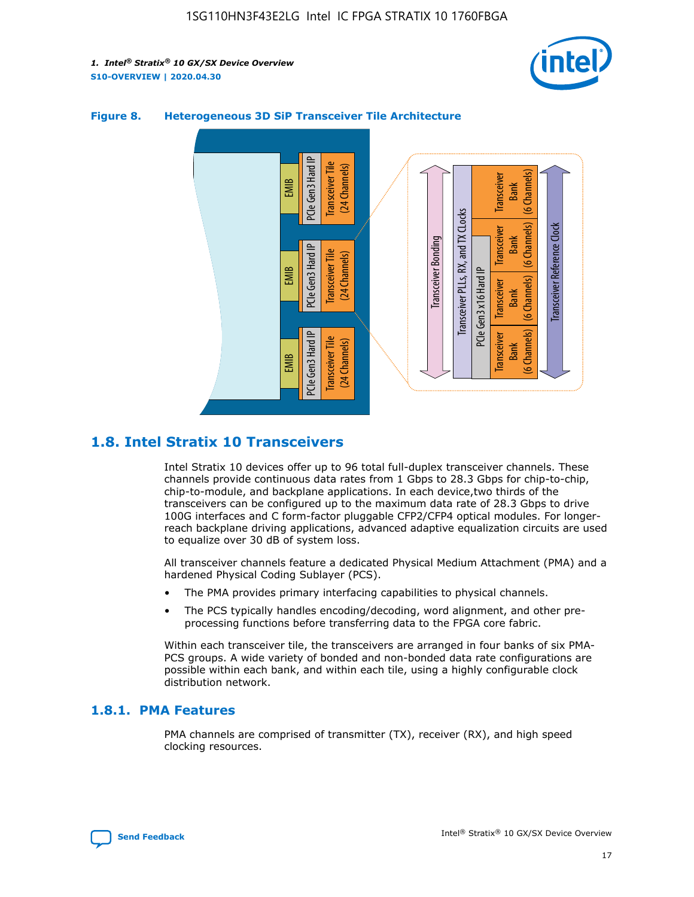**Figure 8. Heterogeneous 3D SiP Transceiver Tile Architecture**

## 1.8. Intel Stratix 10 Transceivers

Intel Stratix 10 devices offer up to 96 total full-duplex transceiver channels. These channels provide continuous data rates from 1 Gbps to 28.3 Gbps for chip-to-chip, chip-to-module, and backplane applications. In each device,two thirds of the transceivers can be configured up to the maximum data rate of 28.3 Gbps to drive 100G interfaces and C form-factor pluggable CFP2/CFP4 optical modules. For longer-reach backplane driving applications, advanced adaptive equalization circuits are used to equalize over 30 dB of system loss.

All transceiver channels feature a dedicated Physical Medium Attachment (PMA) and a hardened Physical Coding Sublayer (PCS).

- The PMA provides primary interfacing capabilities to physical channels.
- The PCS typically handles encoding/decoding, word alignment, and other pre-processing functions before transferring data to the FPGA core fabric.

Within each transceiver tile, the transceivers are arranged in four banks of six PMA-PCS groups. A wide variety of bonded and non-bonded data rate configurations are possible within each bank, and within each tile, using a highly configurable clock distribution network.

### 1.8.1. PMA Features

PMA channels are comprised of transmitter (TX), receiver (RX), and high speed clocking resources.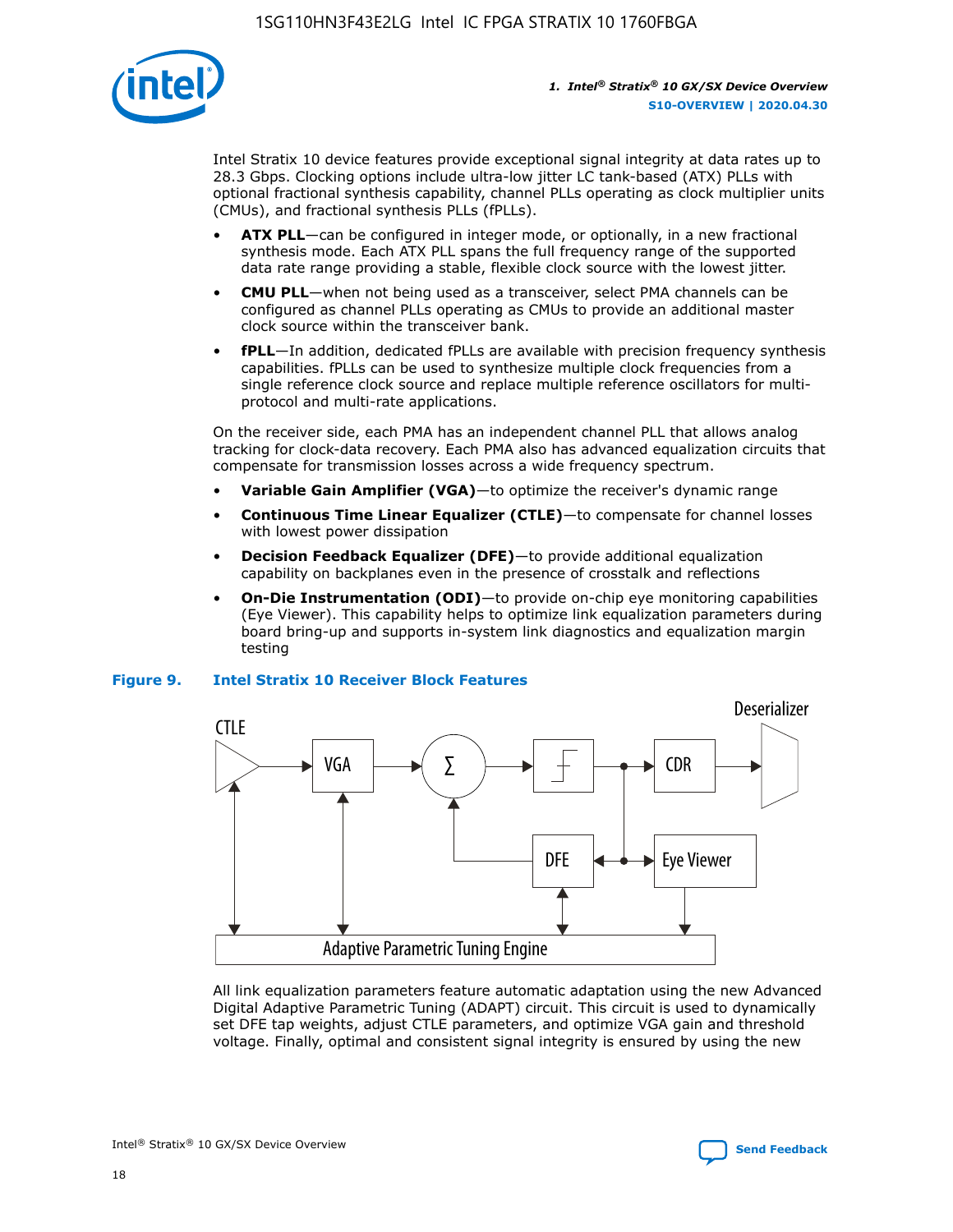Intel Stratix 10 device features provide exceptional signal integrity at data rates up to 28.3 Gbps. Clocking options include ultra-low jitter LC tank-based (ATX) PLLs with optional fractional synthesis capability, channel PLLs operating as clock multiplier units (CMUs), and fractional synthesis PLLs (fPLLs).

- **ATX PLL**—can be configured in integer mode, or optionally, in a new fractional synthesis mode. Each ATX PLL spans the full frequency range of the supported data rate range providing a stable, flexible clock source with the lowest jitter.
- **CMU PLL**—when not being used as a transceiver, select PMA channels can be configured as channel PLLs operating as CMUs to provide an additional master clock source within the transceiver bank.
- **fPLL**—In addition, dedicated fPLLs are available with precision frequency synthesis capabilities. fPLLs can be used to synthesize multiple clock frequencies from a single reference clock source and replace multiple reference oscillators for multi-protocol and multi-rate applications.

On the receiver side, each PMA has an independent channel PLL that allows analog tracking for clock-data recovery. Each PMA also has advanced equalization circuits that compensate for transmission losses across a wide frequency spectrum.

- **Variable Gain Amplifier (VGA)**—to optimize the receiver's dynamic range
- **Continuous Time Linear Equalizer (CTLE)**—to compensate for channel losses with lowest power dissipation
- **Decision Feedback Equalizer (DFE)**—to provide additional equalization capability on backplanes even in the presence of crosstalk and reflections
- **On-Die Instrumentation (ODI)**—to provide on-chip eye monitoring capabilities (Eye Viewer). This capability helps to optimize link equalization parameters during board bring-up and supports in-system link diagnostics and equalization margin testing

**Figure 9. Intel Stratix 10 Receiver Block Features**

All link equalization parameters feature automatic adaptation using the new Advanced Digital Adaptive Parametric Tuning (ADAPT) circuit. This circuit is used to dynamically set DFE tap weights, adjust CTLE parameters, and optimize VGA gain and threshold voltage. Finally, optimal and consistent signal integrity is ensured by using the new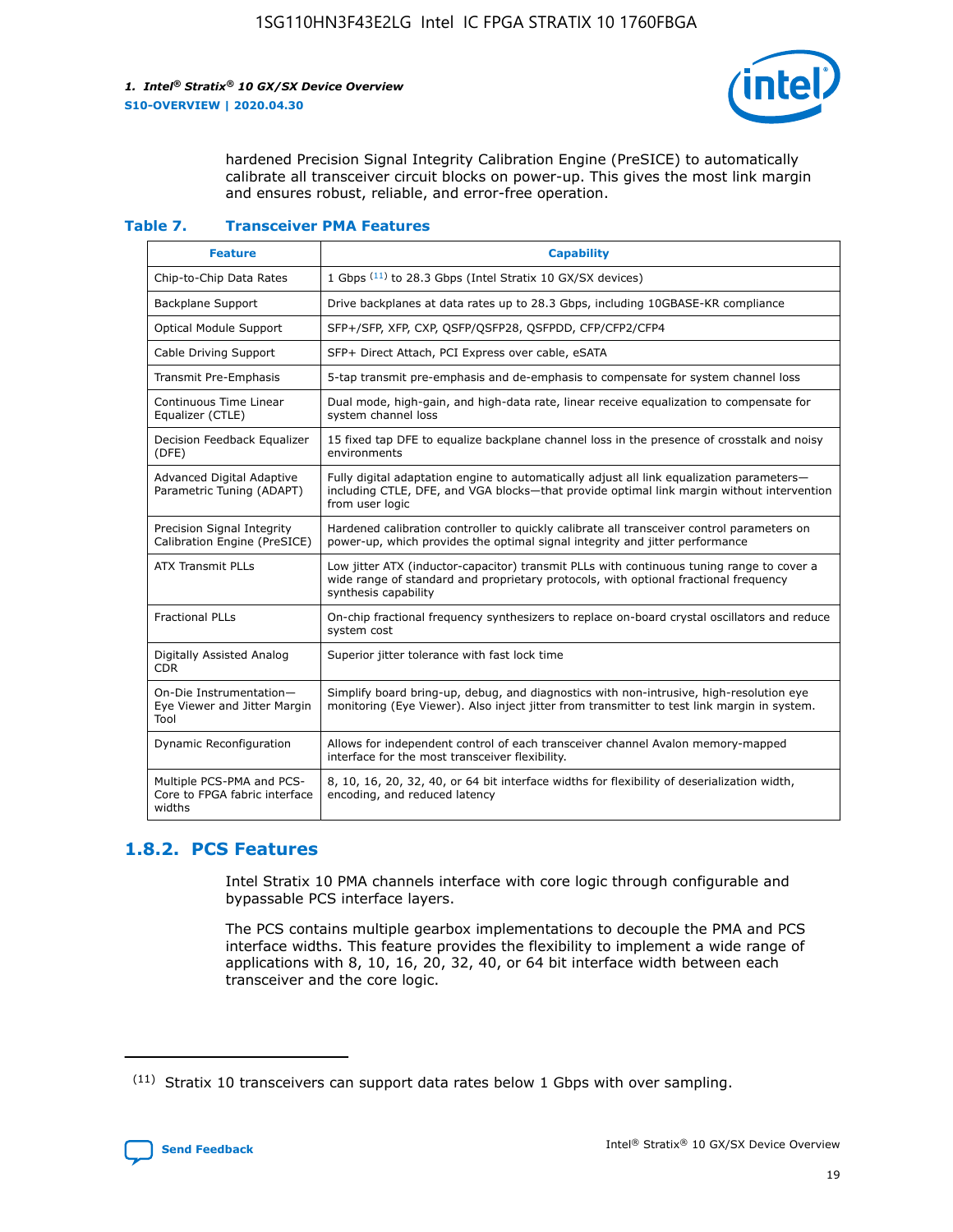hardened Precision Signal Integrity Calibration Engine (PreSICE) to automatically calibrate all transceiver circuit blocks on power-up. This gives the most link margin and ensures robust, reliable, and error-free operation.

**Table 7. Transceiver PMA Features**

| Feature | Capability |
| --- | --- |
| Chip-to-Chip Data Rates | 1 Gbps [11] to 28.3 Gbps (Intel Stratix 10 GX/SX devices) |
| Backplane Support | Drive backplanes at data rates up to 28.3 Gbps, including 10GBASE-KR compliance |
| Optical Module Support | SFP+/SFP, XFP, CXP, QSFP/QSFP28, QSFPDD, CFP/CFP2/CFP4 |
| Cable Driving Support | SFP+ Direct Attach, PCI Express over cable, eSATA |
| Transmit Pre-Emphasis | 5-tap transmit pre-emphasis and de-emphasis to compensate for system channel loss |
| Continuous Time Linear Equalizer (CTLE) | Dual mode, high-gain, and high-data rate, linear receive equalization to compensate for system channel loss |
| Decision Feedback Equalizer (DFE) | 15 fixed tap DFE to equalize backplane channel loss in the presence of crosstalk and noisy environments |
| Advanced Digital Adaptive Parametric Tuning (ADAPT) | Fully digital adaptation engine to automatically adjust all link equalization parameters—including CTLE, DFE, and VGA blocks—that provide optimal link margin without intervention from user logic |
| Precision Signal Integrity Calibration Engine (PreSICE) | Hardened calibration controller to quickly calibrate all transceiver control parameters on power-up, which provides the optimal signal integrity and jitter performance |
| ATX Transmit PLLs | Low jitter ATX (inductor-capacitor) transmit PLLs with continuous tuning range to cover a wide range of standard and proprietary protocols, with optional fractional frequency synthesis capability |
| Fractional PLLs | On-chip fractional frequency synthesizers to replace on-board crystal oscillators and reduce system cost |
| Digitally Assisted Analog CDR | Superior jitter tolerance with fast lock time |
| On-Die Instrumentation—Eye Viewer and Jitter Margin Tool | Simplify board bring-up, debug, and diagnostics with non-intrusive, high-resolution eye monitoring (Eye Viewer). Also inject jitter from transmitter to test link margin in system. |
| Dynamic Reconfiguration | Allows for independent control of each transceiver channel Avalon memory-mapped interface for the most transceiver flexibility. |
| Multiple PCS-PMA and PCS-Core to FPGA fabric interface widths | 8, 10, 16, 20, 32, 40, or 64 bit interface widths for flexibility of deserialization width, encoding, and reduced latency |

### 1.8.2. PCS Features

Intel Stratix 10 PMA channels interface with core logic through configurable and bypassable PCS interface layers.

The PCS contains multiple gearbox implementations to decouple the PMA and PCS interface widths. This feature provides the flexibility to implement a wide range of applications with 8, 10, 16, 20, 32, 40, or 64 bit interface width between each transceiver and the core logic.

[11] Stratix 10 transceivers can support data rates below 1 Gbps with over sampling.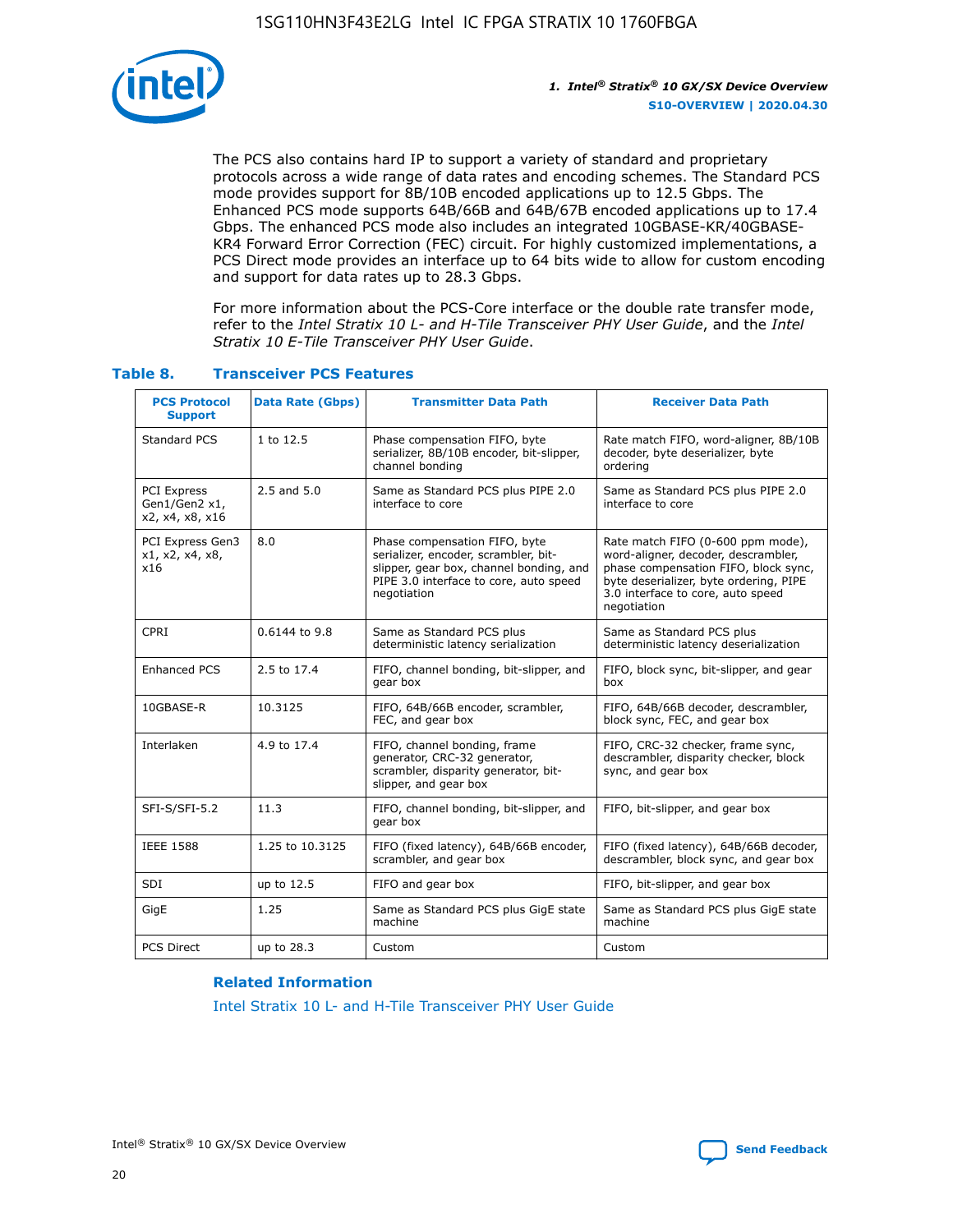The PCS also contains hard IP to support a variety of standard and proprietary protocols across a wide range of data rates and encoding schemes. The Standard PCS mode provides support for 8B/10B encoded applications up to 12.5 Gbps. The Enhanced PCS mode supports 64B/66B and 64B/67B encoded applications up to 17.4 Gbps. The enhanced PCS mode also includes an integrated 10GBASE-KR/40GBASE-KR4 Forward Error Correction (FEC) circuit. For highly customized implementations, a PCS Direct mode provides an interface up to 64 bits wide to allow for custom encoding and support for data rates up to 28.3 Gbps.

For more information about the PCS-Core interface or the double rate transfer mode, refer to the *Intel Stratix 10 L- and H-Tile Transceiver PHY User Guide*, and the *Intel Stratix 10 E-Tile Transceiver PHY User Guide*.

### Table 8. Transceiver PCS Features

| PCS Protocol Support | Data Rate (Gbps) | Transmitter Data Path | Receiver Data Path |
|---|---|---|---|
| Standard PCS | 1 to 12.5 | Phase compensation FIFO, byte serializer, 8B/10B encoder, bit-slipper, channel bonding | Rate match FIFO, word-aligner, 8B/10B decoder, byte deserializer, byte ordering |
| PCI Express Gen1/Gen2 x1, x2, x4, x8, x16 | 2.5 and 5.0 | Same as Standard PCS plus PIPE 2.0 interface to core | Same as Standard PCS plus PIPE 2.0 interface to core |
| PCI Express Gen3 x1, x2, x4, x8, x16 | 8.0 | Phase compensation FIFO, byte serializer, encoder, scrambler, bit-slipper, gear box, channel bonding, and PIPE 3.0 interface to core, auto speed negotiation | Rate match FIFO (0-600 ppm mode), word-aligner, decoder, descrambler, phase compensation FIFO, block sync, byte deserializer, byte ordering, PIPE 3.0 interface to core, auto speed negotiation |
| CPRI | 0.6144 to 9.8 | Same as Standard PCS plus deterministic latency serialization | Same as Standard PCS plus deterministic latency deserialization |
| Enhanced PCS | 2.5 to 17.4 | FIFO, channel bonding, bit-slipper, and gear box | FIFO, block sync, bit-slipper, and gear box |
| 10GBASE-R | 10.3125 | FIFO, 64B/66B encoder, scrambler, FEC, and gear box | FIFO, 64B/66B decoder, descrambler, block sync, FEC, and gear box |
| Interlaken | 4.9 to 17.4 | FIFO, channel bonding, frame generator, CRC-32 generator, scrambler, disparity generator, bit-slipper, and gear box | FIFO, CRC-32 checker, frame sync, descrambler, disparity checker, block sync, and gear box |
| SFI-S/SFI-5.2 | 11.3 | FIFO, channel bonding, bit-slipper, and gear box | FIFO, bit-slipper, and gear box |
| IEEE 1588 | 1.25 to 10.3125 | FIFO (fixed latency), 64B/66B encoder, scrambler, and gear box | FIFO (fixed latency), 64B/66B decoder, descrambler, block sync, and gear box |
| SDI | up to 12.5 | FIFO and gear box | FIFO, bit-slipper, and gear box |
| GigE | 1.25 | Same as Standard PCS plus GigE state machine | Same as Standard PCS plus GigE state machine |
| PCS Direct | up to 28.3 | Custom | Custom |

**Related Information**

Intel Stratix 10 L- and H-Tile Transceiver PHY User Guide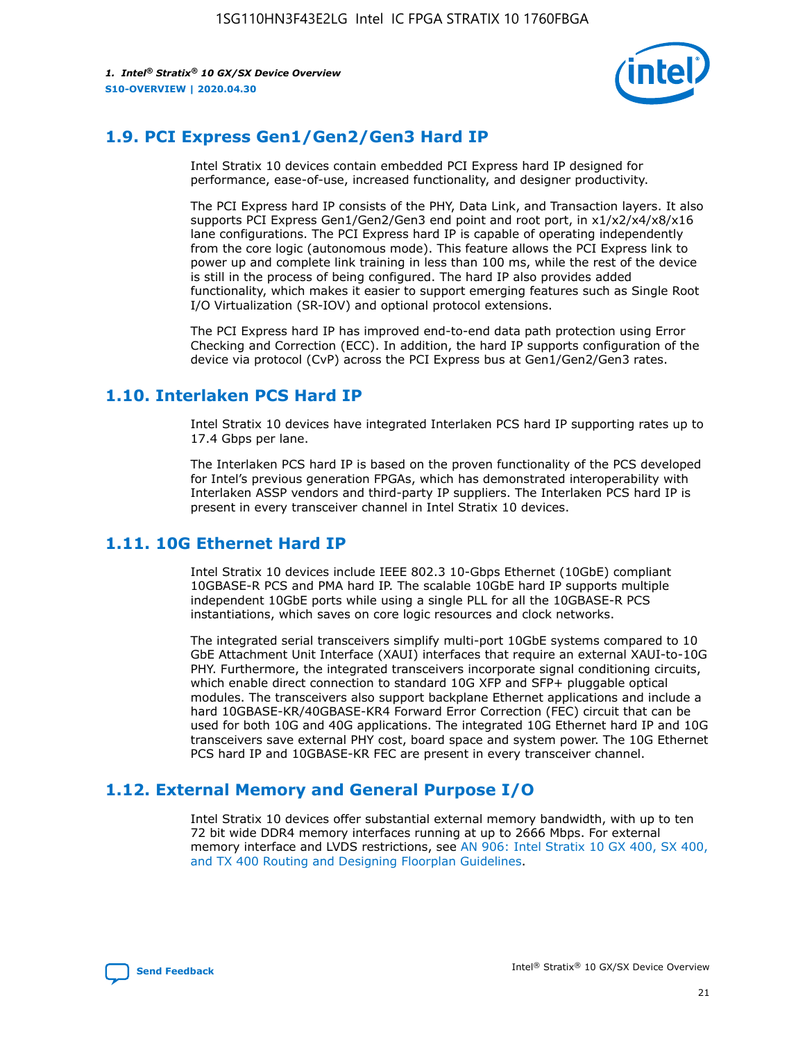## 1.9. PCI Express Gen1/Gen2/Gen3 Hard IP

Intel Stratix 10 devices contain embedded PCI Express hard IP designed for performance, ease-of-use, increased functionality, and designer productivity.

The PCI Express hard IP consists of the PHY, Data Link, and Transaction layers. It also supports PCI Express Gen1/Gen2/Gen3 end point and root port, in x1/x2/x4/x8/x16 lane configurations. The PCI Express hard IP is capable of operating independently from the core logic (autonomous mode). This feature allows the PCI Express link to power up and complete link training in less than 100 ms, while the rest of the device is still in the process of being configured. The hard IP also provides added functionality, which makes it easier to support emerging features such as Single Root I/O Virtualization (SR-IOV) and optional protocol extensions.

The PCI Express hard IP has improved end-to-end data path protection using Error Checking and Correction (ECC). In addition, the hard IP supports configuration of the device via protocol (CvP) across the PCI Express bus at Gen1/Gen2/Gen3 rates.

## 1.10. Interlaken PCS Hard IP

Intel Stratix 10 devices have integrated Interlaken PCS hard IP supporting rates up to 17.4 Gbps per lane.

The Interlaken PCS hard IP is based on the proven functionality of the PCS developed for Intel's previous generation FPGAs, which has demonstrated interoperability with Interlaken ASSP vendors and third-party IP suppliers. The Interlaken PCS hard IP is present in every transceiver channel in Intel Stratix 10 devices.

## 1.11. 10G Ethernet Hard IP

Intel Stratix 10 devices include IEEE 802.3 10-Gbps Ethernet (10GbE) compliant 10GBASE-R PCS and PMA hard IP. The scalable 10GbE hard IP supports multiple independent 10GbE ports while using a single PLL for all the 10GBASE-R PCS instantiations, which saves on core logic resources and clock networks.

The integrated serial transceivers simplify multi-port 10GbE systems compared to 10 GbE Attachment Unit Interface (XAUI) interfaces that require an external XAUI-to-10G PHY. Furthermore, the integrated transceivers incorporate signal conditioning circuits, which enable direct connection to standard 10G XFP and SFP+ pluggable optical modules. The transceivers also support backplane Ethernet applications and include a hard 10GBASE-KR/40GBASE-KR4 Forward Error Correction (FEC) circuit that can be used for both 10G and 40G applications. The integrated 10G Ethernet hard IP and 10G transceivers save external PHY cost, board space and system power. The 10G Ethernet PCS hard IP and 10GBASE-KR FEC are present in every transceiver channel.

## 1.12. External Memory and General Purpose I/O

Intel Stratix 10 devices offer substantial external memory bandwidth, with up to ten 72 bit wide DDR4 memory interfaces running at up to 2666 Mbps. For external memory interface and LVDS restrictions, see AN 906: Intel Stratix 10 GX 400, SX 400, and TX 400 Routing and Designing Floorplan Guidelines.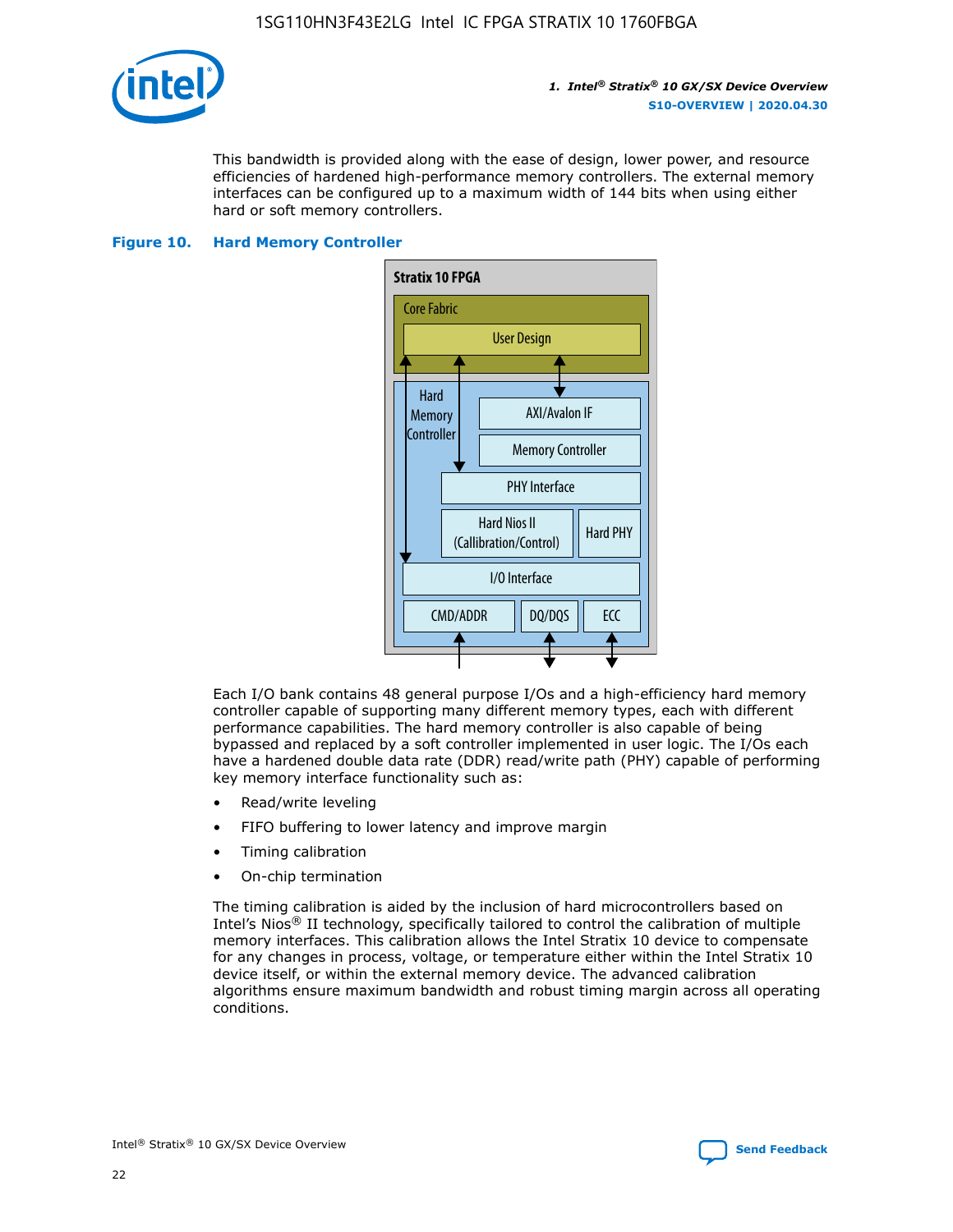This bandwidth is provided along with the ease of design, lower power, and resource efficiencies of hardened high-performance memory controllers. The external memory interfaces can be configured up to a maximum width of 144 bits when using either hard or soft memory controllers.

**Figure 10. Hard Memory Controller**

Each I/O bank contains 48 general purpose I/Os and a high-efficiency hard memory controller capable of supporting many different memory types, each with different performance capabilities. The hard memory controller is also capable of being bypassed and replaced by a soft controller implemented in user logic. The I/Os each have a hardened double data rate (DDR) read/write path (PHY) capable of performing key memory interface functionality such as:

- Read/write leveling
- FIFO buffering to lower latency and improve margin
- Timing calibration
- On-chip termination

The timing calibration is aided by the inclusion of hard microcontrollers based on Intel's Nios® II technology, specifically tailored to control the calibration of multiple memory interfaces. This calibration allows the Intel Stratix 10 device to compensate for any changes in process, voltage, or temperature either within the Intel Stratix 10 device itself, or within the external memory device. The advanced calibration algorithms ensure maximum bandwidth and robust timing margin across all operating conditions.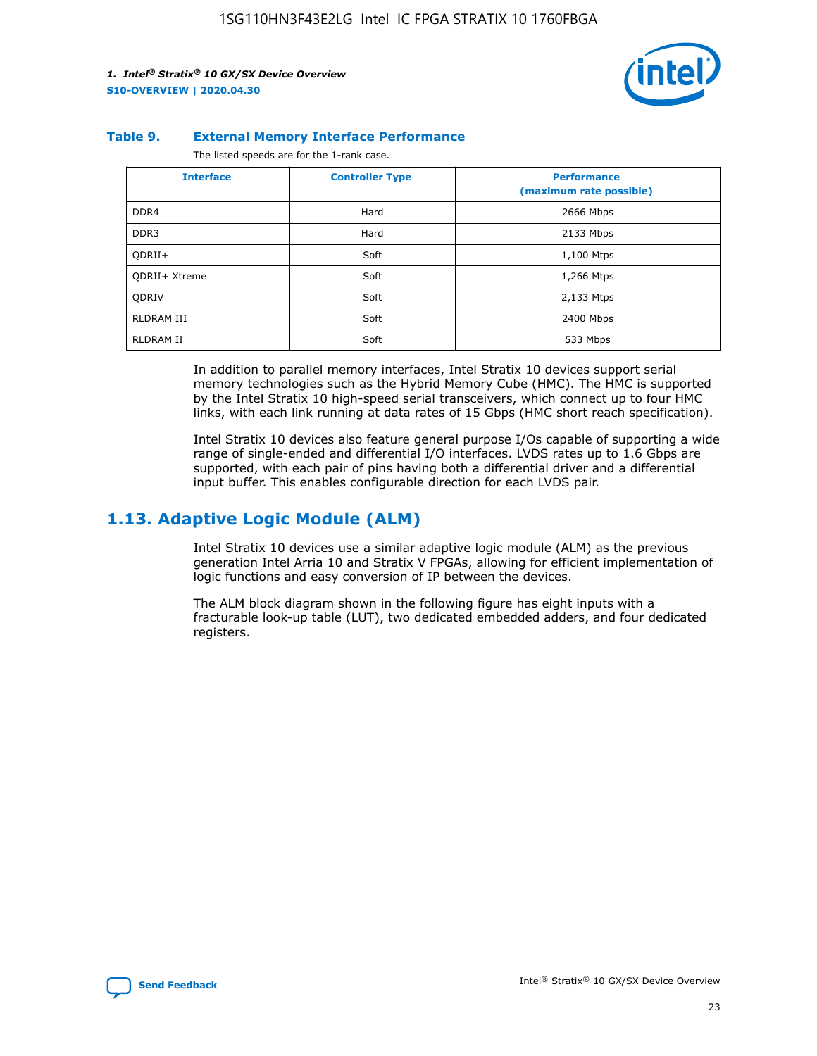#### Table 9. External Memory Interface Performance

The listed speeds are for the 1-rank case.

| Interface | Controller Type | Performance (maximum rate possible) |
| --- | --- | --- |
| DDR4 | Hard | 2666 Mbps |
| DDR3 | Hard | 2133 Mbps |
| QDRII+ | Soft | 1,100 Mtps |
| QDRII+ Xtreme | Soft | 1,266 Mtps |
| QDRIV | Soft | 2,133 Mtps |
| RLDRAM III | Soft | 2400 Mbps |
| RLDRAM II | Soft | 533 Mbps |

In addition to parallel memory interfaces, Intel Stratix 10 devices support serial memory technologies such as the Hybrid Memory Cube (HMC). The HMC is supported by the Intel Stratix 10 high-speed serial transceivers, which connect up to four HMC links, with each link running at data rates of 15 Gbps (HMC short reach specification).

Intel Stratix 10 devices also feature general purpose I/Os capable of supporting a wide range of single-ended and differential I/O interfaces. LVDS rates up to 1.6 Gbps are supported, with each pair of pins having both a differential driver and a differential input buffer. This enables configurable direction for each LVDS pair.

## 1.13. Adaptive Logic Module (ALM)

Intel Stratix 10 devices use a similar adaptive logic module (ALM) as the previous generation Intel Arria 10 and Stratix V FPGAs, allowing for efficient implementation of logic functions and easy conversion of IP between the devices.

The ALM block diagram shown in the following figure has eight inputs with a fracturable look-up table (LUT), two dedicated embedded adders, and four dedicated registers.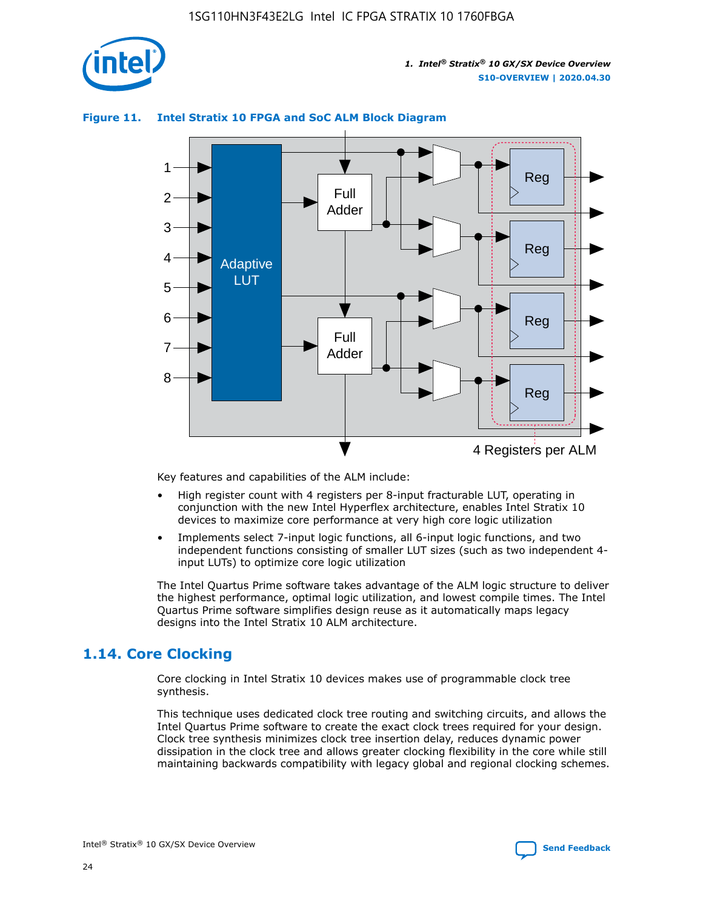**Figure 11. Intel Stratix 10 FPGA and SoC ALM Block Diagram**

Key features and capabilities of the ALM include:

- High register count with 4 registers per 8-input fracturable LUT, operating in conjunction with the new Intel Hyperflex architecture, enables Intel Stratix 10 devices to maximize core performance at very high core logic utilization
- Implements select 7-input logic functions, all 6-input logic functions, and two independent functions consisting of smaller LUT sizes (such as two independent 4-input LUTs) to optimize core logic utilization

The Intel Quartus Prime software takes advantage of the ALM logic structure to deliver the highest performance, optimal logic utilization, and lowest compile times. The Intel Quartus Prime software simplifies design reuse as it automatically maps legacy designs into the Intel Stratix 10 ALM architecture.

## 1.14. Core Clocking

Core clocking in Intel Stratix 10 devices makes use of programmable clock tree synthesis.

This technique uses dedicated clock tree routing and switching circuits, and allows the Intel Quartus Prime software to create the exact clock trees required for your design. Clock tree synthesis minimizes clock tree insertion delay, reduces dynamic power dissipation in the clock tree and allows greater clocking flexibility in the core while still maintaining backwards compatibility with legacy global and regional clocking schemes.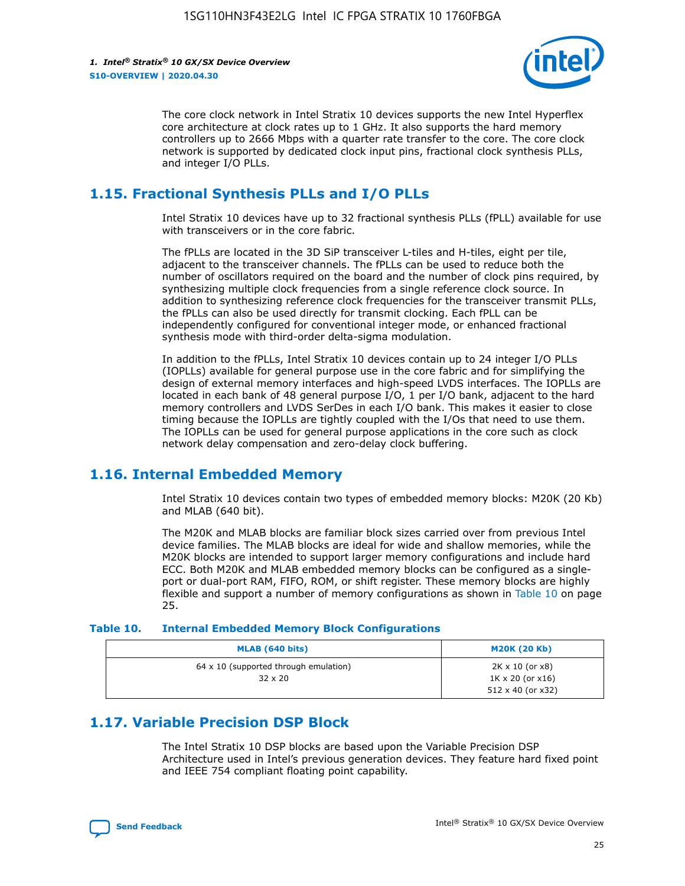The core clock network in Intel Stratix 10 devices supports the new Intel Hyperflex core architecture at clock rates up to 1 GHz. It also supports the hard memory controllers up to 2666 Mbps with a quarter rate transfer to the core. The core clock network is supported by dedicated clock input pins, fractional clock synthesis PLLs, and integer I/O PLLs.

## 1.15. Fractional Synthesis PLLs and I/O PLLs

Intel Stratix 10 devices have up to 32 fractional synthesis PLLs (fPLL) available for use with transceivers or in the core fabric.

The fPLLs are located in the 3D SiP transceiver L-tiles and H-tiles, eight per tile, adjacent to the transceiver channels. The fPLLs can be used to reduce both the number of oscillators required on the board and the number of clock pins required, by synthesizing multiple clock frequencies from a single reference clock source. In addition to synthesizing reference clock frequencies for the transceiver transmit PLLs, the fPLLs can also be used directly for transmit clocking. Each fPLL can be independently configured for conventional integer mode, or enhanced fractional synthesis mode with third-order delta-sigma modulation.

In addition to the fPLLs, Intel Stratix 10 devices contain up to 24 integer I/O PLLs (IOPLLs) available for general purpose use in the core fabric and for simplifying the design of external memory interfaces and high-speed LVDS interfaces. The IOPLLs are located in each bank of 48 general purpose I/O, 1 per I/O bank, adjacent to the hard memory controllers and LVDS SerDes in each I/O bank. This makes it easier to close timing because the IOPLLs are tightly coupled with the I/Os that need to use them. The IOPLLs can be used for general purpose applications in the core such as clock network delay compensation and zero-delay clock buffering.

## 1.16. Internal Embedded Memory

Intel Stratix 10 devices contain two types of embedded memory blocks: M20K (20 Kb) and MLAB (640 bit).

The M20K and MLAB blocks are familiar block sizes carried over from previous Intel device families. The MLAB blocks are ideal for wide and shallow memories, while the M20K blocks are intended to support larger memory configurations and include hard ECC. Both M20K and MLAB embedded memory blocks can be configured as a single-port or dual-port RAM, FIFO, ROM, or shift register. These memory blocks are highly flexible and support a number of memory configurations as shown in Table 10 on page 25.

**Table 10. Internal Embedded Memory Block Configurations**

| MLAB (640 bits) | M20K (20 Kb) |
|---|---|
| 64 x 10 (supported through emulation)<br>32 x 20 | 2K x 10 (or x8)<br>1K x 20 (or x16)<br>512 x 40 (or x32) |

## 1.17. Variable Precision DSP Block

The Intel Stratix 10 DSP blocks are based upon the Variable Precision DSP Architecture used in Intel's previous generation devices. They feature hard fixed point and IEEE 754 compliant floating point capability.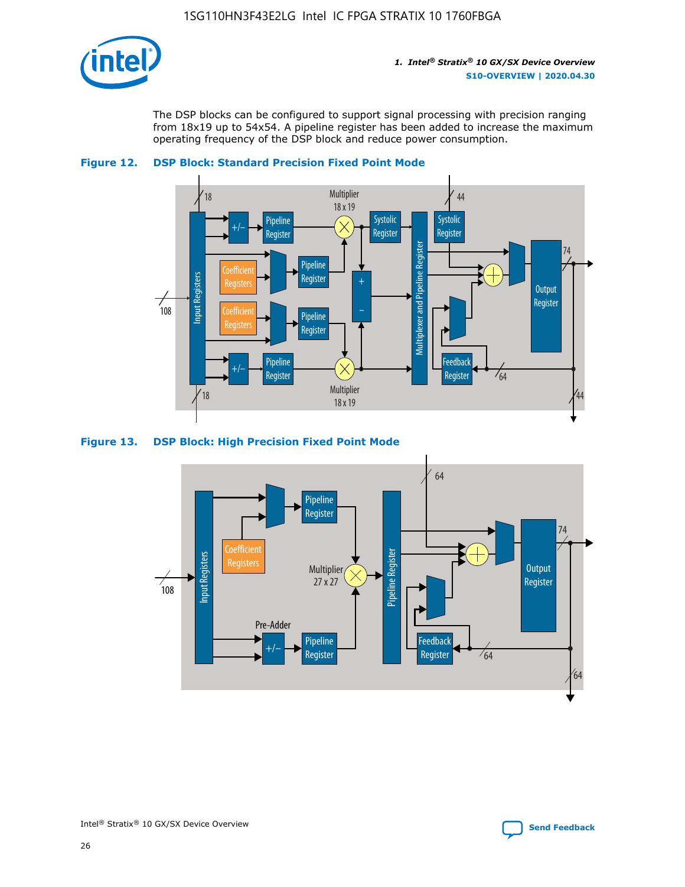The DSP blocks can be configured to support signal processing with precision ranging from 18x19 up to 54x54. A pipeline register has been added to increase the maximum operating frequency of the DSP block and reduce power consumption.

**Figure 12. DSP Block: Standard Precision Fixed Point Mode**

**Figure 13. DSP Block: High Precision Fixed Point Mode**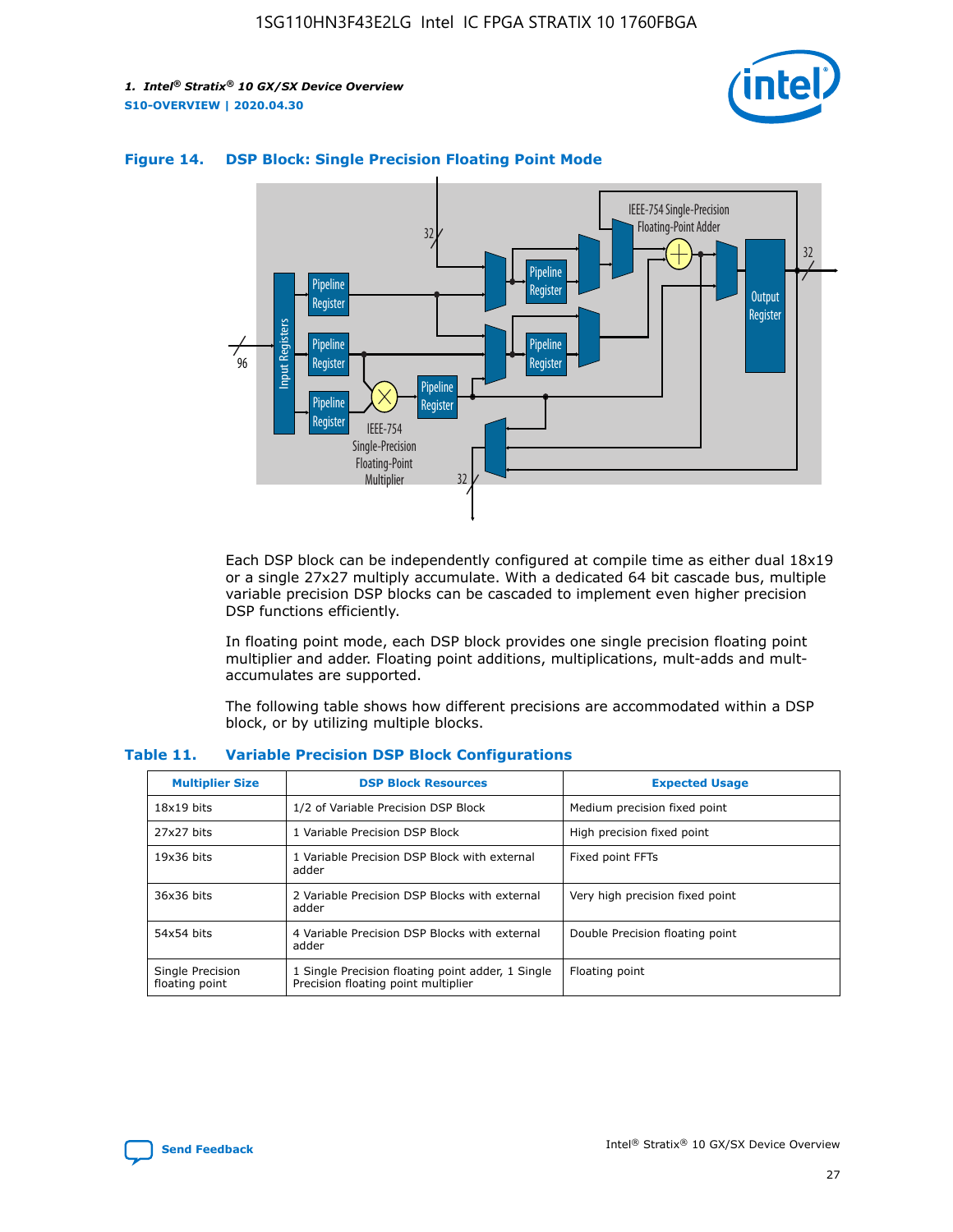**Figure 14. DSP Block: Single Precision Floating Point Mode**

Each DSP block can be independently configured at compile time as either dual 18x19 or a single 27x27 multiply accumulate. With a dedicated 64 bit cascade bus, multiple variable precision DSP blocks can be cascaded to implement even higher precision DSP functions efficiently.

In floating point mode, each DSP block provides one single precision floating point multiplier and adder. Floating point additions, multiplications, mult-adds and mult-accumulates are supported.

The following table shows how different precisions are accommodated within a DSP block, or by utilizing multiple blocks.

**Table 11. Variable Precision DSP Block Configurations**

| Multiplier Size | DSP Block Resources | Expected Usage |
|---|---|---|
| 18x19 bits | 1/2 of Variable Precision DSP Block | Medium precision fixed point |
| 27x27 bits | 1 Variable Precision DSP Block | High precision fixed point |
| 19x36 bits | 1 Variable Precision DSP Block with external adder | Fixed point FFTs |
| 36x36 bits | 2 Variable Precision DSP Blocks with external adder | Very high precision fixed point |
| 54x54 bits | 4 Variable Precision DSP Blocks with external adder | Double Precision floating point |
| Single Precision floating point | 1 Single Precision floating point adder, 1 Single Precision floating point multiplier | Floating point |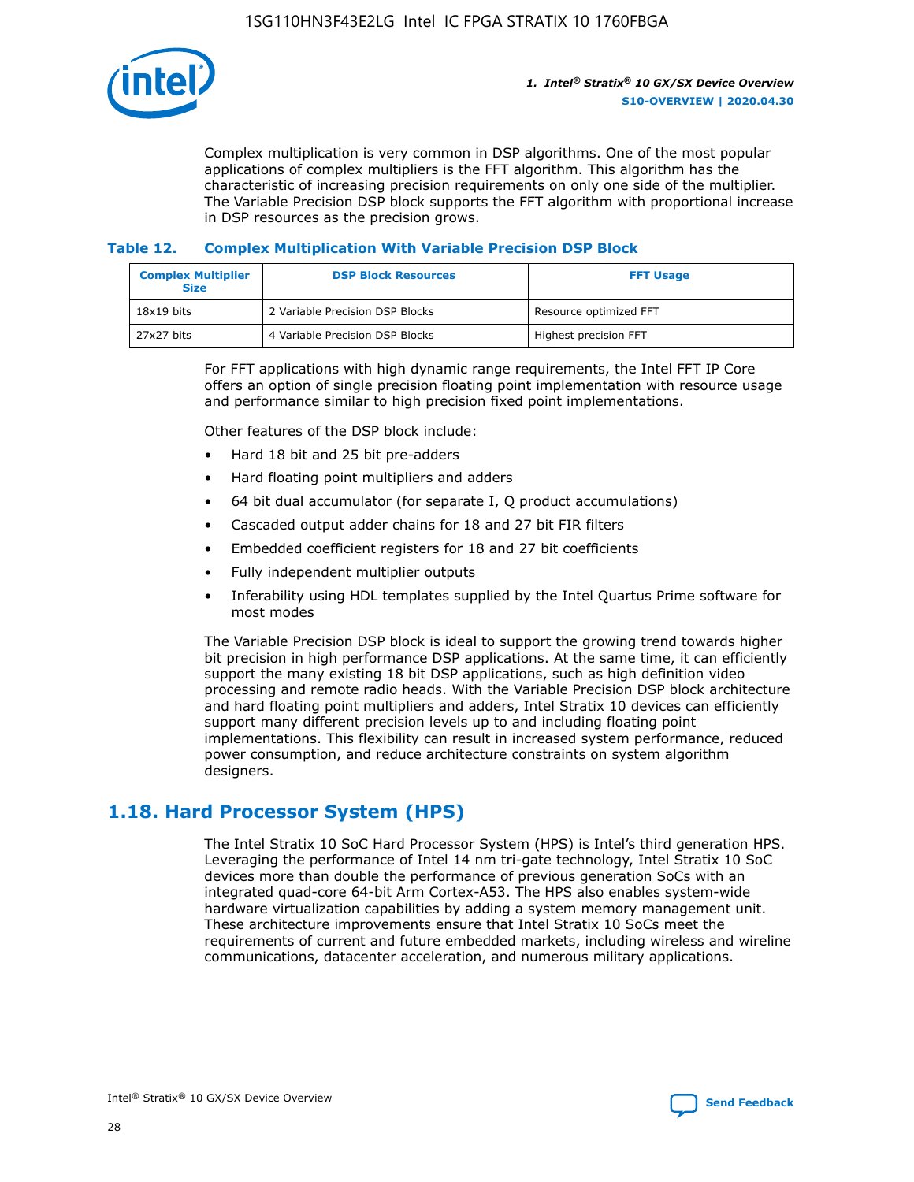Complex multiplication is very common in DSP algorithms. One of the most popular applications of complex multipliers is the FFT algorithm. This algorithm has the characteristic of increasing precision requirements on only one side of the multiplier. The Variable Precision DSP block supports the FFT algorithm with proportional increase in DSP resources as the precision grows.

**Table 12. Complex Multiplication With Variable Precision DSP Block**

| Complex Multiplier Size | DSP Block Resources | FFT Usage |
| --- | --- | --- |
| 18x19 bits | 2 Variable Precision DSP Blocks | Resource optimized FFT |
| 27x27 bits | 4 Variable Precision DSP Blocks | Highest precision FFT |

For FFT applications with high dynamic range requirements, the Intel FFT IP Core offers an option of single precision floating point implementation with resource usage and performance similar to high precision fixed point implementations.

Other features of the DSP block include:

- Hard 18 bit and 25 bit pre-adders
- Hard floating point multipliers and adders
- 64 bit dual accumulator (for separate I, Q product accumulations)
- Cascaded output adder chains for 18 and 27 bit FIR filters
- Embedded coefficient registers for 18 and 27 bit coefficients
- Fully independent multiplier outputs
- Inferability using HDL templates supplied by the Intel Quartus Prime software for most modes

The Variable Precision DSP block is ideal to support the growing trend towards higher bit precision in high performance DSP applications. At the same time, it can efficiently support the many existing 18 bit DSP applications, such as high definition video processing and remote radio heads. With the Variable Precision DSP block architecture and hard floating point multipliers and adders, Intel Stratix 10 devices can efficiently support many different precision levels up to and including floating point implementations. This flexibility can result in increased system performance, reduced power consumption, and reduce architecture constraints on system algorithm designers.

## 1.18. Hard Processor System (HPS)

The Intel Stratix 10 SoC Hard Processor System (HPS) is Intel's third generation HPS. Leveraging the performance of Intel 14 nm tri-gate technology, Intel Stratix 10 SoC devices more than double the performance of previous generation SoCs with an integrated quad-core 64-bit Arm Cortex-A53. The HPS also enables system-wide hardware virtualization capabilities by adding a system memory management unit. These architecture improvements ensure that Intel Stratix 10 SoCs meet the requirements of current and future embedded markets, including wireless and wireline communications, datacenter acceleration, and numerous military applications.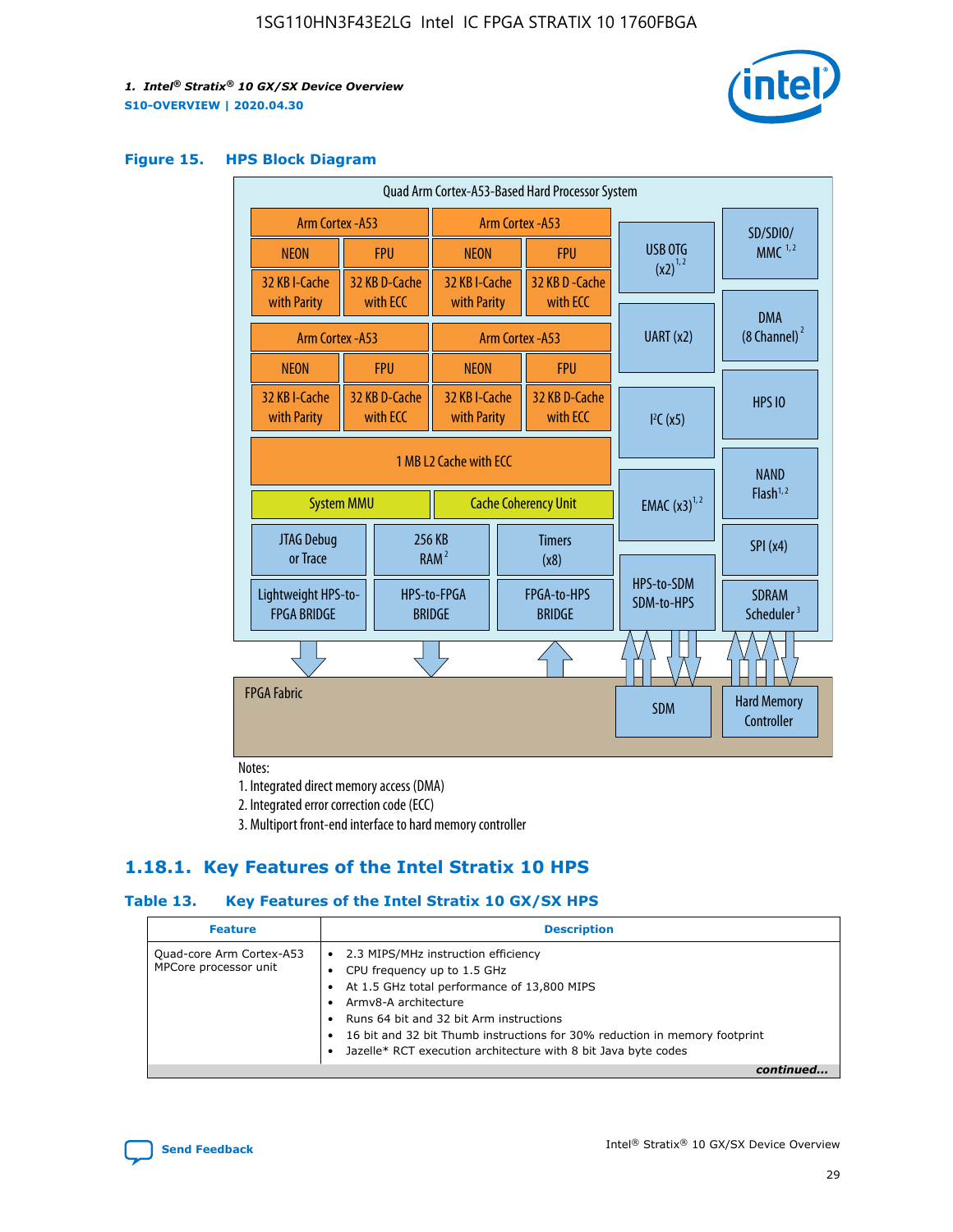**Figure 15. HPS Block Diagram**

Quad Arm Cortex-A53-Based Hard Processor System

Arm Cortex -A53 | NEON | FPU | 32 KB I-Cache with Parity | 32 KB D-Cache with ECC

Arm Cortex -A53 | NEON | FPU | 32 KB I-Cache with Parity | 32 KB D-Cache with ECC

Arm Cortex -A53 | NEON | FPU | 32 KB I-Cache with Parity | 32 KB D-Cache with ECC

Arm Cortex -A53 | NEON | FPU | 32 KB I-Cache with Parity | 32 KB D-Cache with ECC

1 MB L2 Cache with ECC

System MMU | Cache Coherency Unit

JTAG Debug or Trace | 256 KB RAM [2] | Timers (x8)

Lightweight HPS-to-FPGA BRIDGE | HPS-to-FPGA BRIDGE | FPGA-to-HPS BRIDGE

USB OTG (x2) [1,2] | UART (x2) | I²C (x5) | EMAC (x3) [1,2] | HPS-to-SDM SDM-to-HPS

SD/SDIO/MMC [1,2] | DMA (8 Channel) [2] | HPS IO | NAND Flash [1,2] | SPI (x4) | SDRAM Scheduler [3]

FPGA Fabric | SDM | Hard Memory Controller

Notes:

1. Integrated direct memory access (DMA)
2. Integrated error correction code (ECC)
3. Multiport front-end interface to hard memory controller

### 1.18.1. Key Features of the Intel Stratix 10 HPS

**Table 13. Key Features of the Intel Stratix 10 GX/SX HPS**

| Feature | Description |
|---|---|
| Quad-core Arm Cortex-A53 MPCore processor unit | • 2.3 MIPS/MHz instruction efficiency<br>• CPU frequency up to 1.5 GHz<br>• At 1.5 GHz total performance of 13,800 MIPS<br>• Armv8-A architecture<br>• Runs 64 bit and 32 bit Arm instructions<br>• 16 bit and 32 bit Thumb instructions for 30% reduction in memory footprint<br>• Jazelle* RCT execution architecture with 8 bit Java byte codes |

*continued...*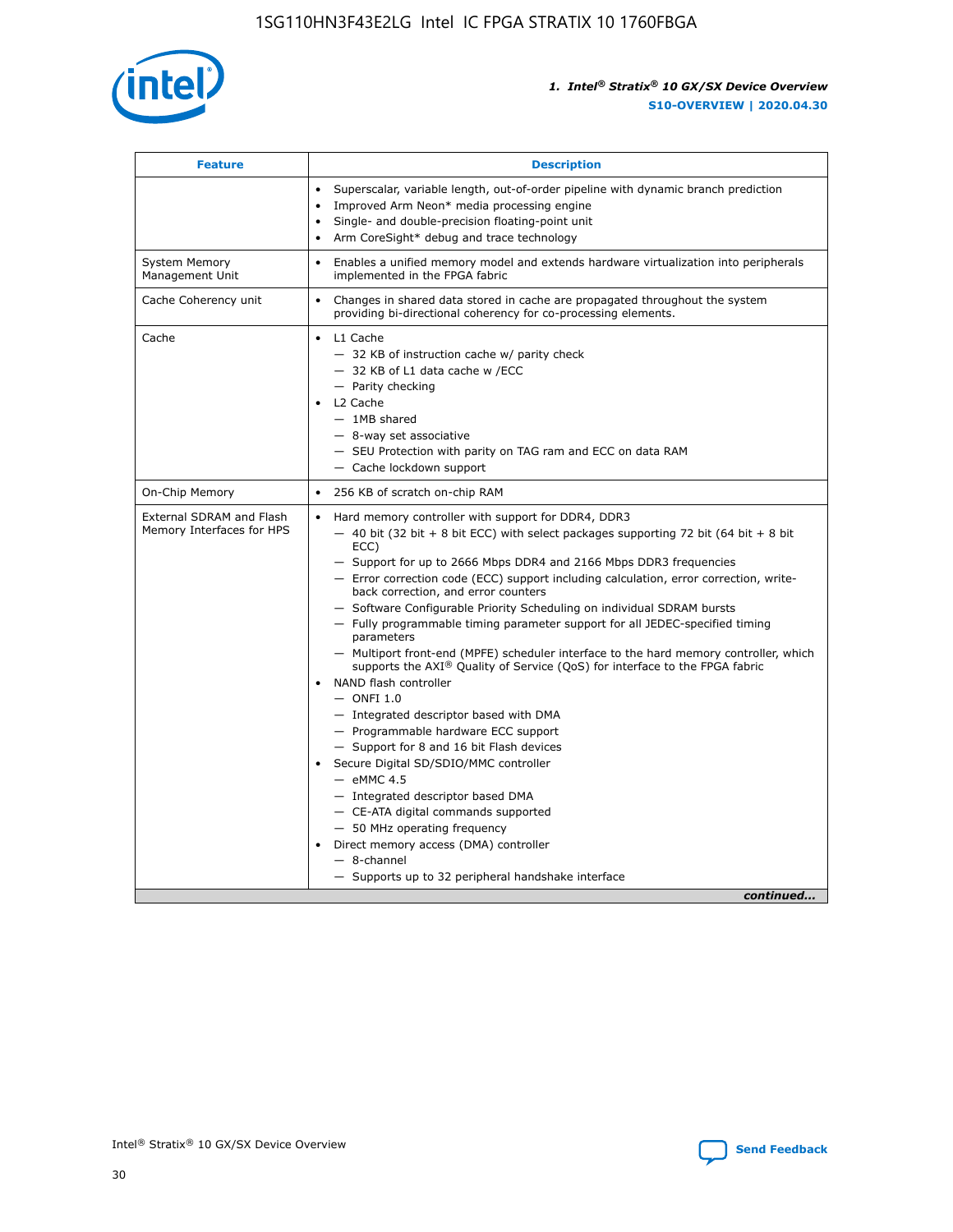| Feature | Description |
| --- | --- |
|  | • Superscalar, variable length, out-of-order pipeline with dynamic branch prediction<br>• Improved Arm Neon* media processing engine<br>• Single- and double-precision floating-point unit<br>• Arm CoreSight* debug and trace technology |
| System Memory Management Unit | • Enables a unified memory model and extends hardware virtualization into peripherals implemented in the FPGA fabric |
| Cache Coherency unit | • Changes in shared data stored in cache are propagated throughout the system providing bi-directional coherency for co-processing elements. |
| Cache | • L1 Cache<br>— 32 KB of instruction cache w/ parity check<br>— 32 KB of L1 data cache w /ECC<br>— Parity checking<br>• L2 Cache<br>— 1MB shared<br>— 8-way set associative<br>— SEU Protection with parity on TAG ram and ECC on data RAM<br>— Cache lockdown support |
| On-Chip Memory | • 256 KB of scratch on-chip RAM |
| External SDRAM and Flash Memory Interfaces for HPS | • Hard memory controller with support for DDR4, DDR3<br>— 40 bit (32 bit + 8 bit ECC) with select packages supporting 72 bit (64 bit + 8 bit ECC)<br>— Support for up to 2666 Mbps DDR4 and 2166 Mbps DDR3 frequencies<br>— Error correction code (ECC) support including calculation, error correction, write-back correction, and error counters<br>— Software Configurable Priority Scheduling on individual SDRAM bursts<br>— Fully programmable timing parameter support for all JEDEC-specified timing parameters<br>— Multiport front-end (MPFE) scheduler interface to the hard memory controller, which supports the AXI® Quality of Service (QoS) for interface to the FPGA fabric<br>• NAND flash controller<br>— ONFI 1.0<br>— Integrated descriptor based with DMA<br>— Programmable hardware ECC support<br>— Support for 8 and 16 bit Flash devices<br>• Secure Digital SD/SDIO/MMC controller<br>— eMMC 4.5<br>— Integrated descriptor based DMA<br>— CE-ATA digital commands supported<br>— 50 MHz operating frequency<br>• Direct memory access (DMA) controller<br>— 8-channel<br>— Supports up to 32 peripheral handshake interface |

*continued...*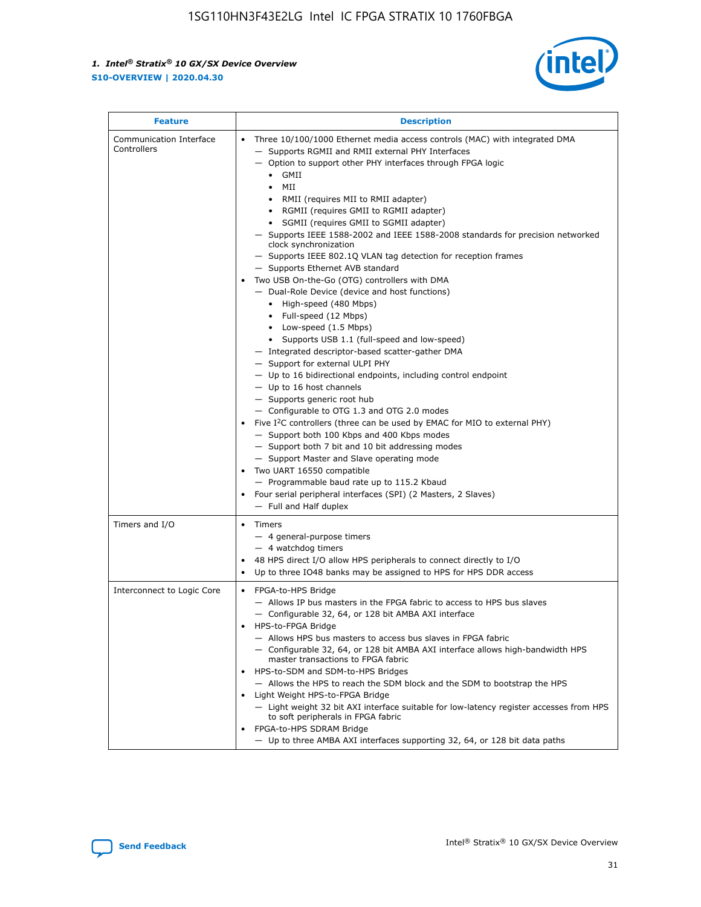| Feature | Description |
| --- | --- |
| Communication Interface Controllers | • Three 10/100/1000 Ethernet media access controls (MAC) with integrated DMA<br>— Supports RGMII and RMII external PHY Interfaces<br>— Option to support other PHY interfaces through FPGA logic<br>• GMII<br>• MII<br>• RMII (requires MII to RMII adapter)<br>• RGMII (requires GMII to RGMII adapter)<br>• SGMII (requires GMII to SGMII adapter)<br>— Supports IEEE 1588-2002 and IEEE 1588-2008 standards for precision networked clock synchronization<br>— Supports IEEE 802.1Q VLAN tag detection for reception frames<br>— Supports Ethernet AVB standard<br>• Two USB On-the-Go (OTG) controllers with DMA<br>— Dual-Role Device (device and host functions)<br>• High-speed (480 Mbps)<br>• Full-speed (12 Mbps)<br>• Low-speed (1.5 Mbps)<br>• Supports USB 1.1 (full-speed and low-speed)<br>— Integrated descriptor-based scatter-gather DMA<br>— Support for external ULPI PHY<br>— Up to 16 bidirectional endpoints, including control endpoint<br>— Up to 16 host channels<br>— Supports generic root hub<br>— Configurable to OTG 1.3 and OTG 2.0 modes<br>• Five I$^2$C controllers (three can be used by EMAC for MIO to external PHY)<br>— Support both 100 Kbps and 400 Kbps modes<br>— Support both 7 bit and 10 bit addressing modes<br>— Support Master and Slave operating mode<br>• Two UART 16550 compatible<br>— Programmable baud rate up to 115.2 Kbaud<br>• Four serial peripheral interfaces (SPI) (2 Masters, 2 Slaves)<br>— Full and Half duplex |
| Timers and I/O | • Timers<br>— 4 general-purpose timers<br>— 4 watchdog timers<br>• 48 HPS direct I/O allow HPS peripherals to connect directly to I/O<br>• Up to three IO48 banks may be assigned to HPS for HPS DDR access |
| Interconnect to Logic Core | • FPGA-to-HPS Bridge<br>— Allows IP bus masters in the FPGA fabric to access to HPS bus slaves<br>— Configurable 32, 64, or 128 bit AMBA AXI interface<br>• HPS-to-FPGA Bridge<br>— Allows HPS bus masters to access bus slaves in FPGA fabric<br>— Configurable 32, 64, or 128 bit AMBA AXI interface allows high-bandwidth HPS master transactions to FPGA fabric<br>• HPS-to-SDM and SDM-to-HPS Bridges<br>— Allows the HPS to reach the SDM block and the SDM to bootstrap the HPS<br>• Light Weight HPS-to-FPGA Bridge<br>— Light weight 32 bit AXI interface suitable for low-latency register accesses from HPS to soft peripherals in FPGA fabric<br>• FPGA-to-HPS SDRAM Bridge<br>— Up to three AMBA AXI interfaces supporting 32, 64, or 128 bit data paths |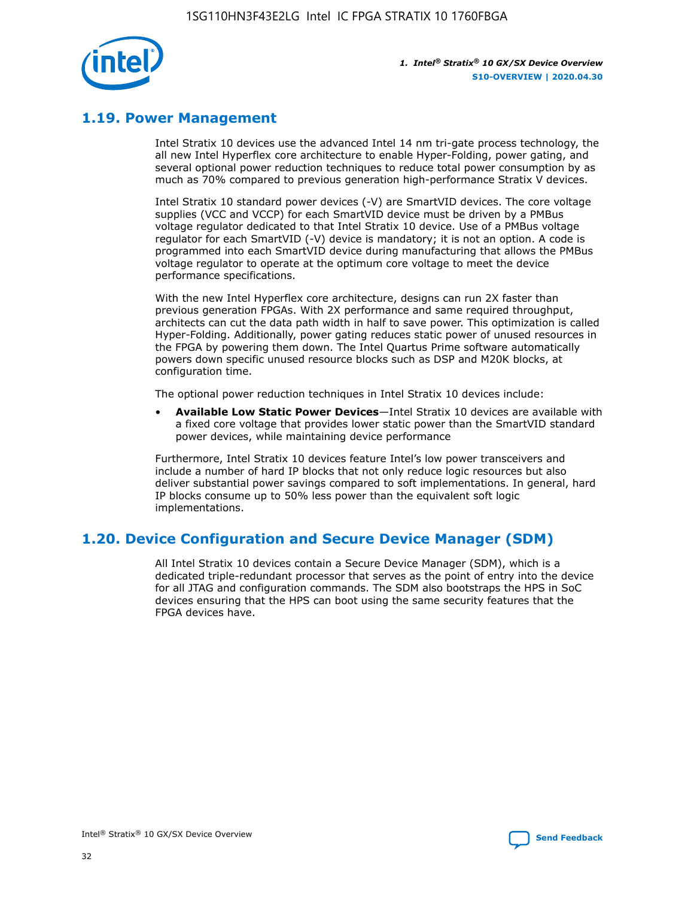## 1.19. Power Management

Intel Stratix 10 devices use the advanced Intel 14 nm tri-gate process technology, the all new Intel Hyperflex core architecture to enable Hyper-Folding, power gating, and several optional power reduction techniques to reduce total power consumption by as much as 70% compared to previous generation high-performance Stratix V devices.

Intel Stratix 10 standard power devices (-V) are SmartVID devices. The core voltage supplies (VCC and VCCP) for each SmartVID device must be driven by a PMBus voltage regulator dedicated to that Intel Stratix 10 device. Use of a PMBus voltage regulator for each SmartVID (-V) device is mandatory; it is not an option. A code is programmed into each SmartVID device during manufacturing that allows the PMBus voltage regulator to operate at the optimum core voltage to meet the device performance specifications.

With the new Intel Hyperflex core architecture, designs can run 2X faster than previous generation FPGAs. With 2X performance and same required throughput, architects can cut the data path width in half to save power. This optimization is called Hyper-Folding. Additionally, power gating reduces static power of unused resources in the FPGA by powering them down. The Intel Quartus Prime software automatically powers down specific unused resource blocks such as DSP and M20K blocks, at configuration time.

The optional power reduction techniques in Intel Stratix 10 devices include:

- **Available Low Static Power Devices**—Intel Stratix 10 devices are available with a fixed core voltage that provides lower static power than the SmartVID standard power devices, while maintaining device performance

Furthermore, Intel Stratix 10 devices feature Intel's low power transceivers and include a number of hard IP blocks that not only reduce logic resources but also deliver substantial power savings compared to soft implementations. In general, hard IP blocks consume up to 50% less power than the equivalent soft logic implementations.

## 1.20. Device Configuration and Secure Device Manager (SDM)

All Intel Stratix 10 devices contain a Secure Device Manager (SDM), which is a dedicated triple-redundant processor that serves as the point of entry into the device for all JTAG and configuration commands. The SDM also bootstraps the HPS in SoC devices ensuring that the HPS can boot using the same security features that the FPGA devices have.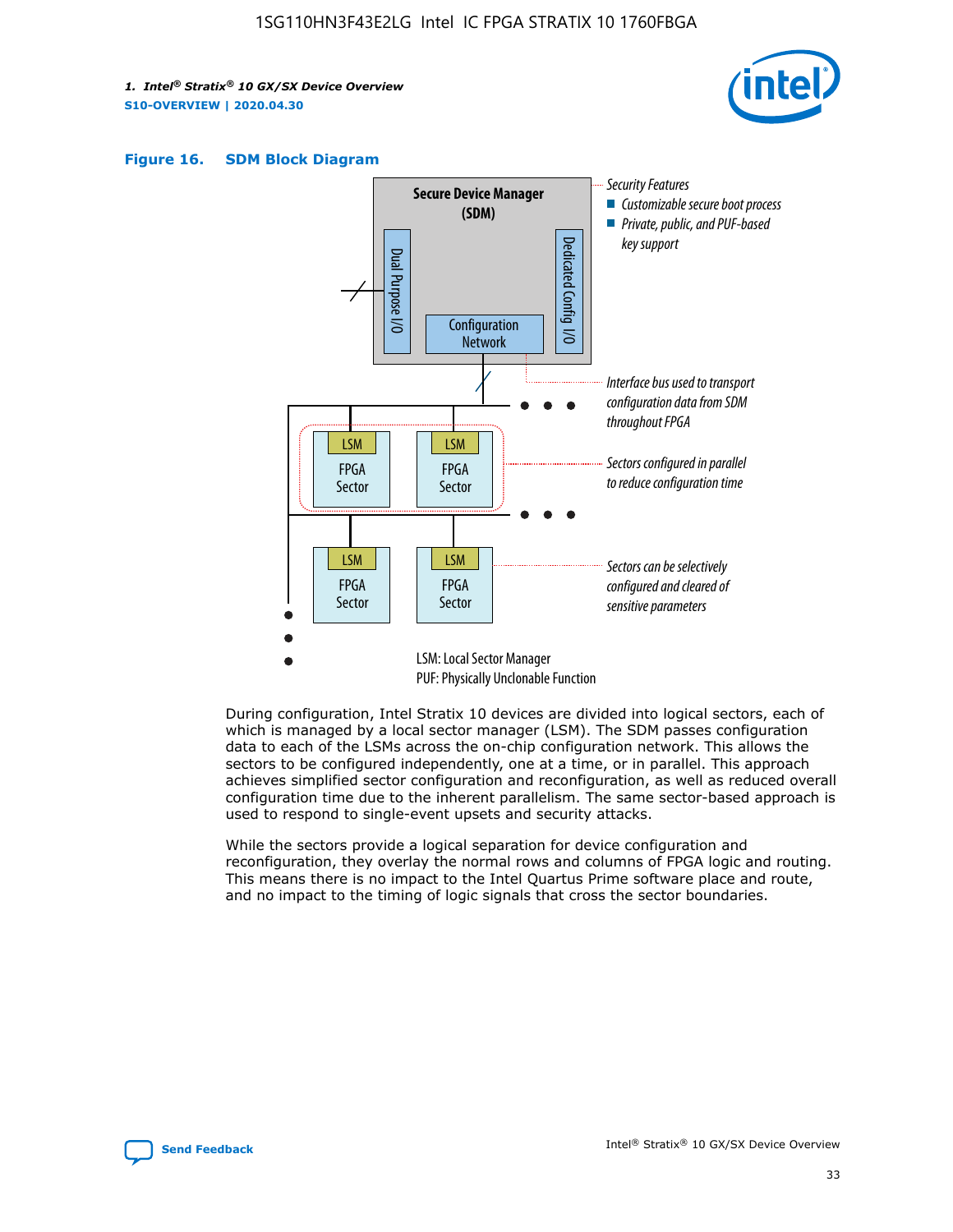**Figure 16. SDM Block Diagram**

Secure Device Manager (SDM)

Dual Purpose I/O

Dedicated Config I/O

Configuration Network

Security Features
- Customizable secure boot process
- Private, public, and PUF-based key support

Interface bus used to transport configuration data from SDM throughout FPGA

Sectors configured in parallel to reduce configuration time

Sectors can be selectively configured and cleared of sensitive parameters

LSM: Local Sector Manager
PUF: Physically Unclonable Function

During configuration, Intel Stratix 10 devices are divided into logical sectors, each of which is managed by a local sector manager (LSM). The SDM passes configuration data to each of the LSMs across the on-chip configuration network. This allows the sectors to be configured independently, one at a time, or in parallel. This approach achieves simplified sector configuration and reconfiguration, as well as reduced overall configuration time due to the inherent parallelism. The same sector-based approach is used to respond to single-event upsets and security attacks.

While the sectors provide a logical separation for device configuration and reconfiguration, they overlay the normal rows and columns of FPGA logic and routing. This means there is no impact to the Intel Quartus Prime software place and route, and no impact to the timing of logic signals that cross the sector boundaries.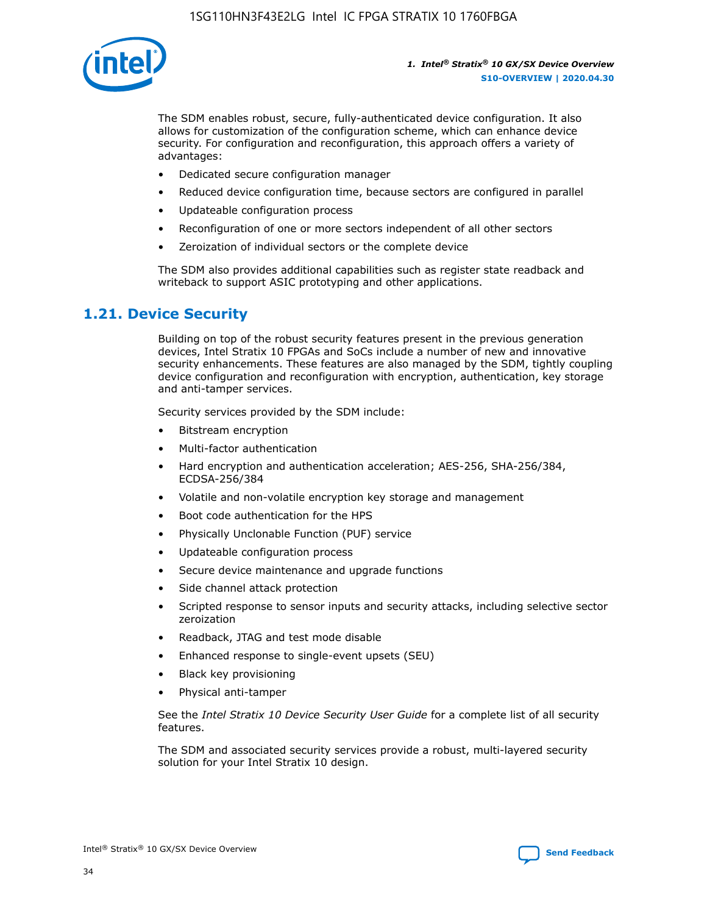The SDM enables robust, secure, fully-authenticated device configuration. It also allows for customization of the configuration scheme, which can enhance device security. For configuration and reconfiguration, this approach offers a variety of advantages:

- Dedicated secure configuration manager
- Reduced device configuration time, because sectors are configured in parallel
- Updateable configuration process
- Reconfiguration of one or more sectors independent of all other sectors
- Zeroization of individual sectors or the complete device

The SDM also provides additional capabilities such as register state readback and writeback to support ASIC prototyping and other applications.

## 1.21. Device Security

Building on top of the robust security features present in the previous generation devices, Intel Stratix 10 FPGAs and SoCs include a number of new and innovative security enhancements. These features are also managed by the SDM, tightly coupling device configuration and reconfiguration with encryption, authentication, key storage and anti-tamper services.

Security services provided by the SDM include:

- Bitstream encryption
- Multi-factor authentication
- Hard encryption and authentication acceleration; AES-256, SHA-256/384, ECDSA-256/384
- Volatile and non-volatile encryption key storage and management
- Boot code authentication for the HPS
- Physically Unclonable Function (PUF) service
- Updateable configuration process
- Secure device maintenance and upgrade functions
- Side channel attack protection
- Scripted response to sensor inputs and security attacks, including selective sector zeroization
- Readback, JTAG and test mode disable
- Enhanced response to single-event upsets (SEU)
- Black key provisioning
- Physical anti-tamper

See the *Intel Stratix 10 Device Security User Guide* for a complete list of all security features.

The SDM and associated security services provide a robust, multi-layered security solution for your Intel Stratix 10 design.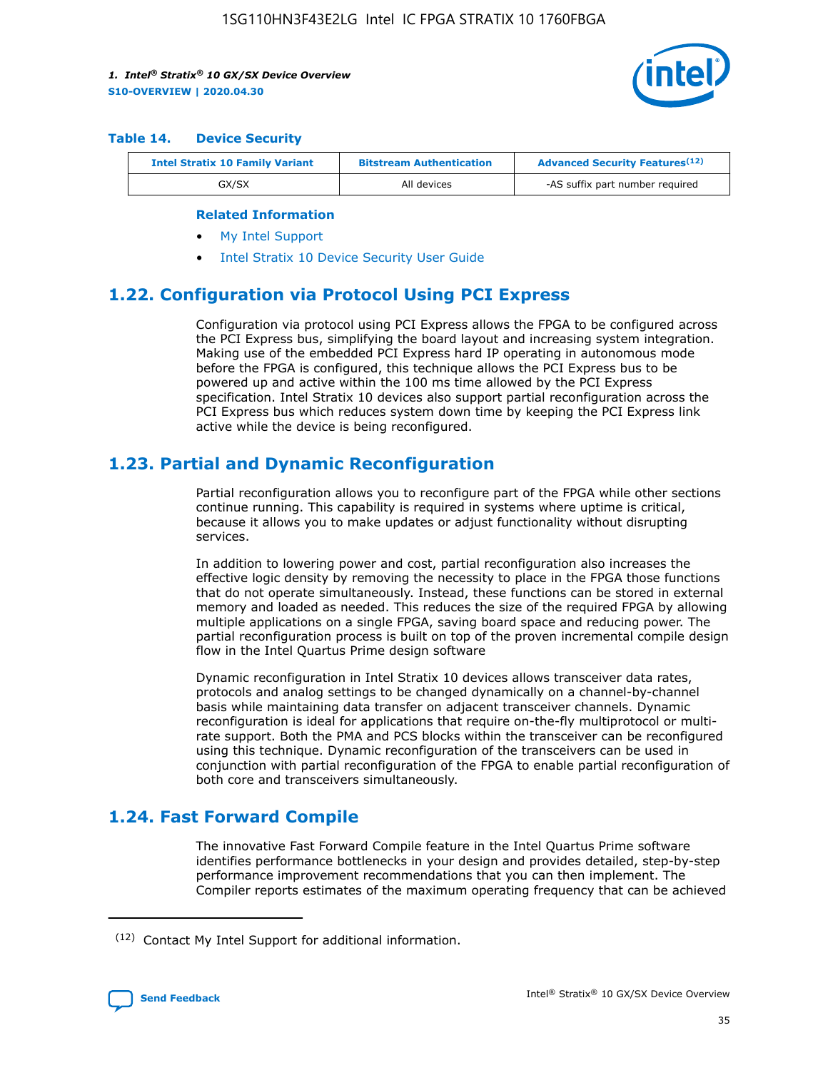**Table 14. Device Security**

| Intel Stratix 10 Family Variant | Bitstream Authentication | Advanced Security Features[12] |
|---|---|---|
| GX/SX | All devices | -AS suffix part number required |

**Related Information**

- My Intel Support
- Intel Stratix 10 Device Security User Guide

## 1.22. Configuration via Protocol Using PCI Express

Configuration via protocol using PCI Express allows the FPGA to be configured across the PCI Express bus, simplifying the board layout and increasing system integration. Making use of the embedded PCI Express hard IP operating in autonomous mode before the FPGA is configured, this technique allows the PCI Express bus to be powered up and active within the 100 ms time allowed by the PCI Express specification. Intel Stratix 10 devices also support partial reconfiguration across the PCI Express bus which reduces system down time by keeping the PCI Express link active while the device is being reconfigured.

## 1.23. Partial and Dynamic Reconfiguration

Partial reconfiguration allows you to reconfigure part of the FPGA while other sections continue running. This capability is required in systems where uptime is critical, because it allows you to make updates or adjust functionality without disrupting services.

In addition to lowering power and cost, partial reconfiguration also increases the effective logic density by removing the necessity to place in the FPGA those functions that do not operate simultaneously. Instead, these functions can be stored in external memory and loaded as needed. This reduces the size of the required FPGA by allowing multiple applications on a single FPGA, saving board space and reducing power. The partial reconfiguration process is built on top of the proven incremental compile design flow in the Intel Quartus Prime design software

Dynamic reconfiguration in Intel Stratix 10 devices allows transceiver data rates, protocols and analog settings to be changed dynamically on a channel-by-channel basis while maintaining data transfer on adjacent transceiver channels. Dynamic reconfiguration is ideal for applications that require on-the-fly multiprotocol or multi-rate support. Both the PMA and PCS blocks within the transceiver can be reconfigured using this technique. Dynamic reconfiguration of the transceivers can be used in conjunction with partial reconfiguration of the FPGA to enable partial reconfiguration of both core and transceivers simultaneously.

## 1.24. Fast Forward Compile

The innovative Fast Forward Compile feature in the Intel Quartus Prime software identifies performance bottlenecks in your design and provides detailed, step-by-step performance improvement recommendations that you can then implement. The Compiler reports estimates of the maximum operating frequency that can be achieved

[12] Contact My Intel Support for additional information.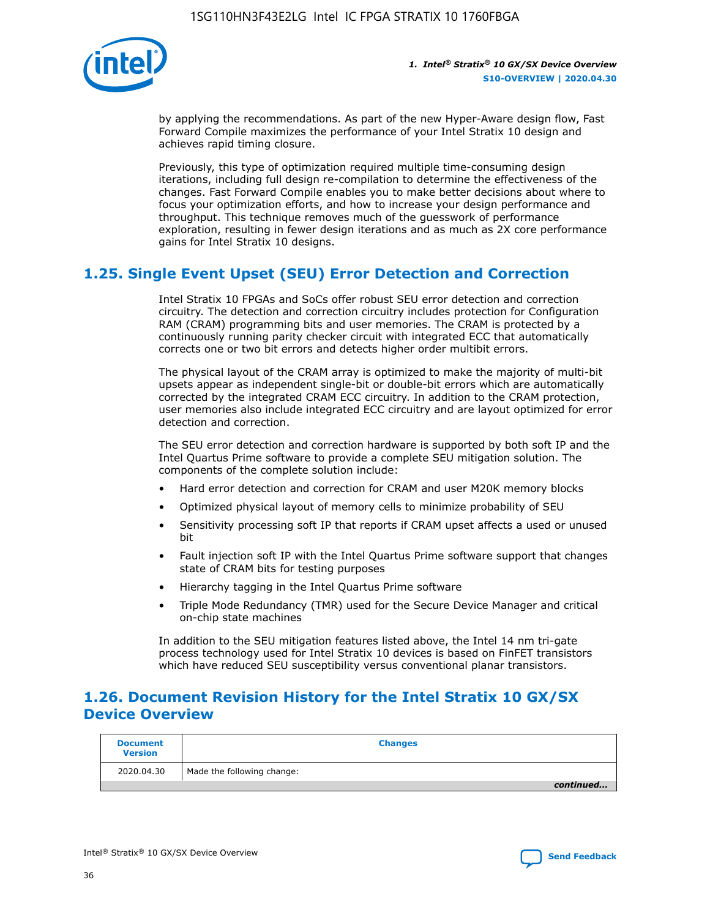by applying the recommendations. As part of the new Hyper-Aware design flow, Fast Forward Compile maximizes the performance of your Intel Stratix 10 design and achieves rapid timing closure.

Previously, this type of optimization required multiple time-consuming design iterations, including full design re-compilation to determine the effectiveness of the changes. Fast Forward Compile enables you to make better decisions about where to focus your optimization efforts, and how to increase your design performance and throughput. This technique removes much of the guesswork of performance exploration, resulting in fewer design iterations and as much as 2X core performance gains for Intel Stratix 10 designs.

## 1.25. Single Event Upset (SEU) Error Detection and Correction

Intel Stratix 10 FPGAs and SoCs offer robust SEU error detection and correction circuitry. The detection and correction circuitry includes protection for Configuration RAM (CRAM) programming bits and user memories. The CRAM is protected by a continuously running parity checker circuit with integrated ECC that automatically corrects one or two bit errors and detects higher order multibit errors.

The physical layout of the CRAM array is optimized to make the majority of multi-bit upsets appear as independent single-bit or double-bit errors which are automatically corrected by the integrated CRAM ECC circuitry. In addition to the CRAM protection, user memories also include integrated ECC circuitry and are layout optimized for error detection and correction.

The SEU error detection and correction hardware is supported by both soft IP and the Intel Quartus Prime software to provide a complete SEU mitigation solution. The components of the complete solution include:

- Hard error detection and correction for CRAM and user M20K memory blocks
- Optimized physical layout of memory cells to minimize probability of SEU
- Sensitivity processing soft IP that reports if CRAM upset affects a used or unused bit
- Fault injection soft IP with the Intel Quartus Prime software support that changes state of CRAM bits for testing purposes
- Hierarchy tagging in the Intel Quartus Prime software
- Triple Mode Redundancy (TMR) used for the Secure Device Manager and critical on-chip state machines

In addition to the SEU mitigation features listed above, the Intel 14 nm tri-gate process technology used for Intel Stratix 10 devices is based on FinFET transistors which have reduced SEU susceptibility versus conventional planar transistors.

## 1.26. Document Revision History for the Intel Stratix 10 GX/SX Device Overview

| Document Version | Changes |
| --- | --- |
| 2020.04.30 | Made the following change: |

*continued...*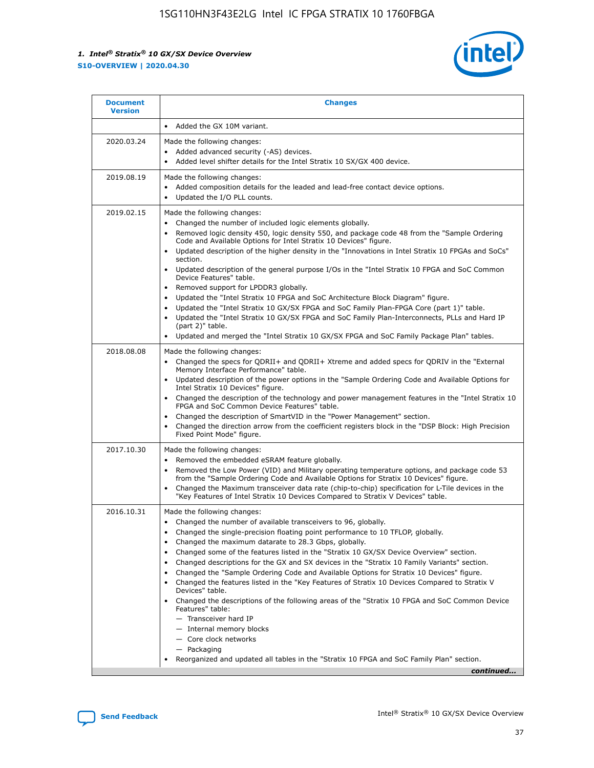| Document Version | Changes |
| --- | --- |
| | • Added the GX 10M variant. |
| 2020.03.24 | Made the following changes:<br>• Added advanced security (-AS) devices.<br>• Added level shifter details for the Intel Stratix 10 SX/GX 400 device. |
| 2019.08.19 | Made the following changes:<br>• Added composition details for the leaded and lead-free contact device options.<br>• Updated the I/O PLL counts. |
| 2019.02.15 | Made the following changes:<br>• Changed the number of included logic elements globally.<br>• Removed logic density 450, logic density 550, and package code 48 from the "Sample Ordering Code and Available Options for Intel Stratix 10 Devices" figure.<br>• Updated description of the higher density in the "Innovations in Intel Stratix 10 FPGAs and SoCs" section.<br>• Updated description of the general purpose I/Os in the "Intel Stratix 10 FPGA and SoC Common Device Features" table.<br>• Removed support for LPDDR3 globally.<br>• Updated the "Intel Stratix 10 FPGA and SoC Architecture Block Diagram" figure.<br>• Updated the "Intel Stratix 10 GX/SX FPGA and SoC Family Plan-FPGA Core (part 1)" table.<br>• Updated the "Intel Stratix 10 GX/SX FPGA and SoC Family Plan-Interconnects, PLLs and Hard IP (part 2)" table.<br>• Updated and merged the "Intel Stratix 10 GX/SX FPGA and SoC Family Package Plan" tables. |
| 2018.08.08 | Made the following changes:<br>• Changed the specs for QDRII+ and QDRII+ Xtreme and added specs for QDRIV in the "External Memory Interface Performance" table.<br>• Updated description of the power options in the "Sample Ordering Code and Available Options for Intel Stratix 10 Devices" figure.<br>• Changed the description of the technology and power management features in the "Intel Stratix 10 FPGA and SoC Common Device Features" table.<br>• Changed the description of SmartVID in the "Power Management" section.<br>• Changed the direction arrow from the coefficient registers block in the "DSP Block: High Precision Fixed Point Mode" figure. |
| 2017.10.30 | Made the following changes:<br>• Removed the embedded eSRAM feature globally.<br>• Removed the Low Power (VID) and Military operating temperature options, and package code 53 from the "Sample Ordering Code and Available Options for Stratix 10 Devices" figure.<br>• Changed the Maximum transceiver data rate (chip-to-chip) specification for L-Tile devices in the "Key Features of Intel Stratix 10 Devices Compared to Stratix V Devices" table. |
| 2016.10.31 | Made the following changes:<br>• Changed the number of available transceivers to 96, globally.<br>• Changed the single-precision floating point performance to 10 TFLOP, globally.<br>• Changed the maximum datarate to 28.3 Gbps, globally.<br>• Changed some of the features listed in the "Stratix 10 GX/SX Device Overview" section.<br>• Changed descriptions for the GX and SX devices in the "Stratix 10 Family Variants" section.<br>• Changed the "Sample Ordering Code and Available Options for Stratix 10 Devices" figure.<br>• Changed the features listed in the "Key Features of Stratix 10 Devices Compared to Stratix V Devices" table.<br>• Changed the descriptions of the following areas of the "Stratix 10 FPGA and SoC Common Device Features" table:<br>— Transceiver hard IP<br>— Internal memory blocks<br>— Core clock networks<br>— Packaging<br>• Reorganized and updated all tables in the "Stratix 10 FPGA and SoC Family Plan" section. |

*continued...*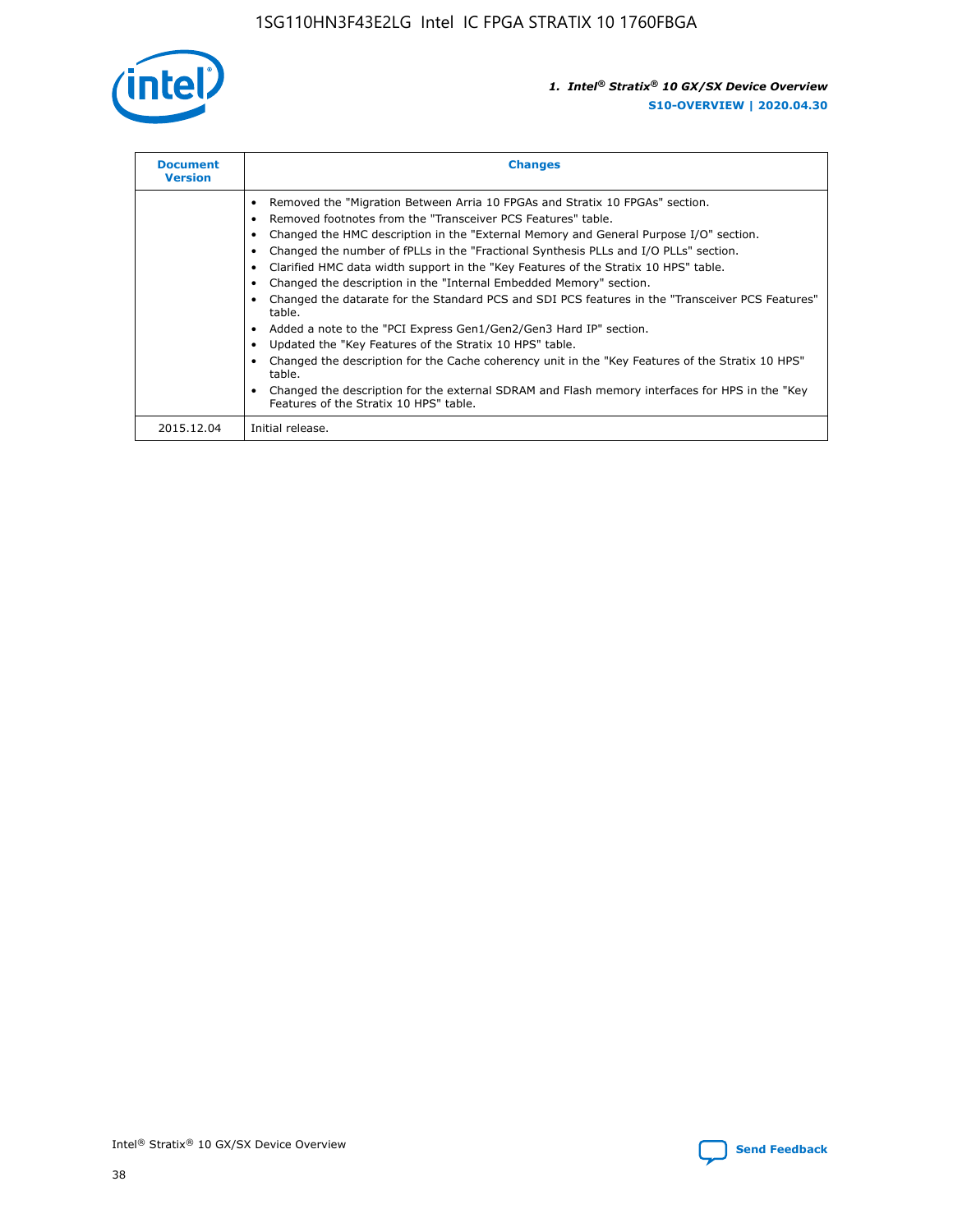| Document Version | Changes |
| --- | --- |
| | • Removed the "Migration Between Arria 10 FPGAs and Stratix 10 FPGAs" section.<br>• Removed footnotes from the "Transceiver PCS Features" table.<br>• Changed the HMC description in the "External Memory and General Purpose I/O" section.<br>• Changed the number of fPLLs in the "Fractional Synthesis PLLs and I/O PLLs" section.<br>• Clarified HMC data width support in the "Key Features of the Stratix 10 HPS" table.<br>• Changed the description in the "Internal Embedded Memory" section.<br>• Changed the datarate for the Standard PCS and SDI PCS features in the "Transceiver PCS Features" table.<br>• Added a note to the "PCI Express Gen1/Gen2/Gen3 Hard IP" section.<br>• Updated the "Key Features of the Stratix 10 HPS" table.<br>• Changed the description for the Cache coherency unit in the "Key Features of the Stratix 10 HPS" table.<br>• Changed the description for the external SDRAM and Flash memory interfaces for HPS in the "Key Features of the Stratix 10 HPS" table. |
| 2015.12.04 | Initial release. |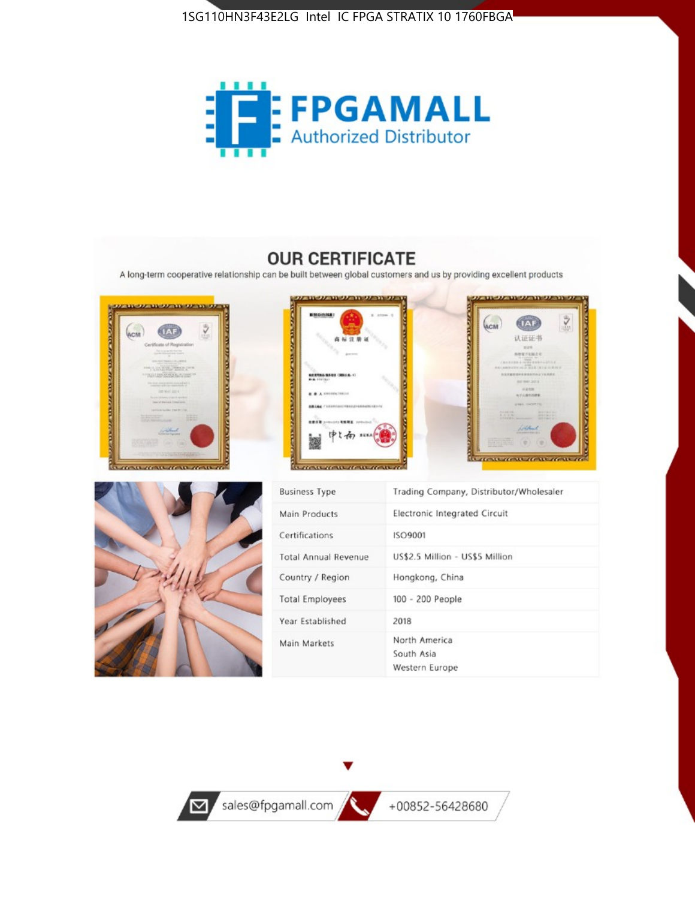FPGAMALL

Authorized Distributor

## OUR CERTIFICATE

A long-term cooperative relationship can be built between global customers and us by providing excellent products

| | |
|---|---|
| Business Type | Trading Company, Distributor/Wholesaler |
| Main Products | Electronic Integrated Circuit |
| Certifications | ISO9001 |
| Total Annual Revenue | US$2.5 Million - US$5 Million |
| Country / Region | Hongkong, China |
| Total Employees | 100 - 200 People |
| Year Established | 2018 |
| Main Markets | North America<br>South Asia<br>Western Europe |

sales@fpgamall.com

+00852-56428680